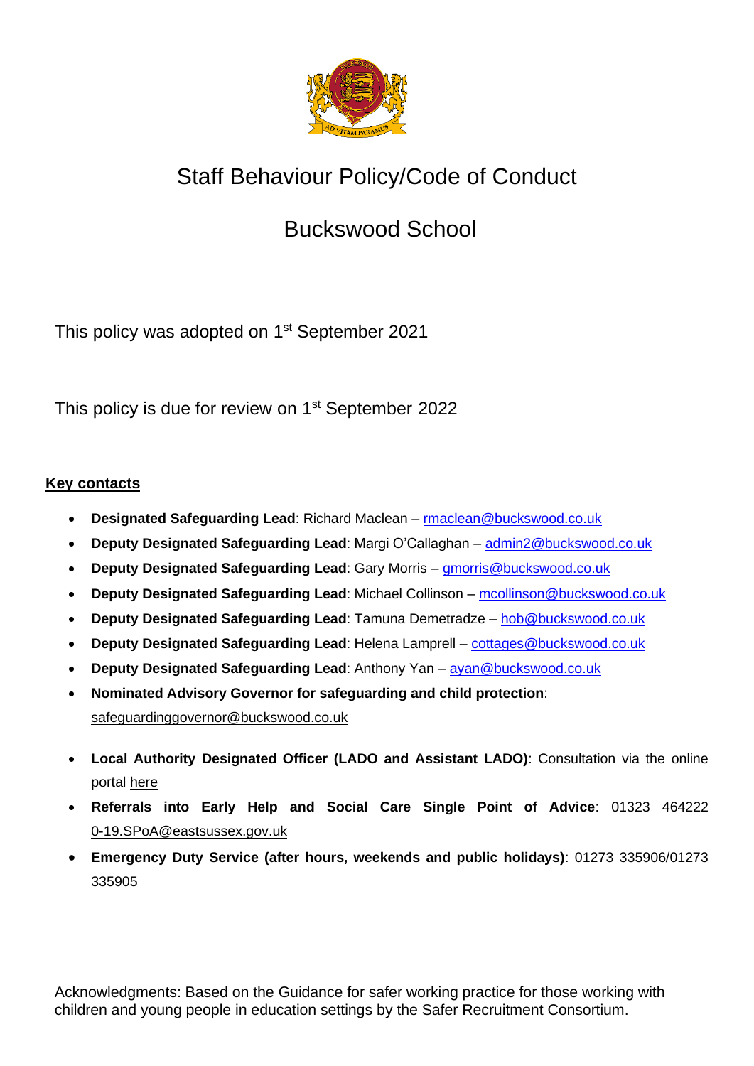# Staff Behaviour Policy/Code of Conduct

# Buckswood School

This policy was adopted on 1st September 2021

This policy is due for review on 1st September 2022

**Key contacts**

- **Designated Safeguarding Lead**: Richard Maclean – rmaclean@buckswood.co.uk
- **Deputy Designated Safeguarding Lead**: Margi O'Callaghan – admin2@buckswood.co.uk
- **Deputy Designated Safeguarding Lead**: Gary Morris – gmorris@buckswood.co.uk
- **Deputy Designated Safeguarding Lead**: Michael Collinson – mcollinson@buckswood.co.uk
- **Deputy Designated Safeguarding Lead**: Tamuna Demetradze – hob@buckswood.co.uk
- **Deputy Designated Safeguarding Lead**: Helena Lamprell – cottages@buckswood.co.uk
- **Deputy Designated Safeguarding Lead**: Anthony Yan – ayan@buckswood.co.uk
- **Nominated Advisory Governor for safeguarding and child protection**: safeguardinggovernor@buckswood.co.uk
- **Local Authority Designated Officer (LADO and Assistant LADO)**: Consultation via the online portal here
- **Referrals into Early Help and Social Care Single Point of Advice**: 01323 464222 0-19.SPoA@eastsussex.gov.uk
- **Emergency Duty Service (after hours, weekends and public holidays)**: 01273 335906/01273 335905

Acknowledgments: Based on the Guidance for safer working practice for those working with children and young people in education settings by the Safer Recruitment Consortium.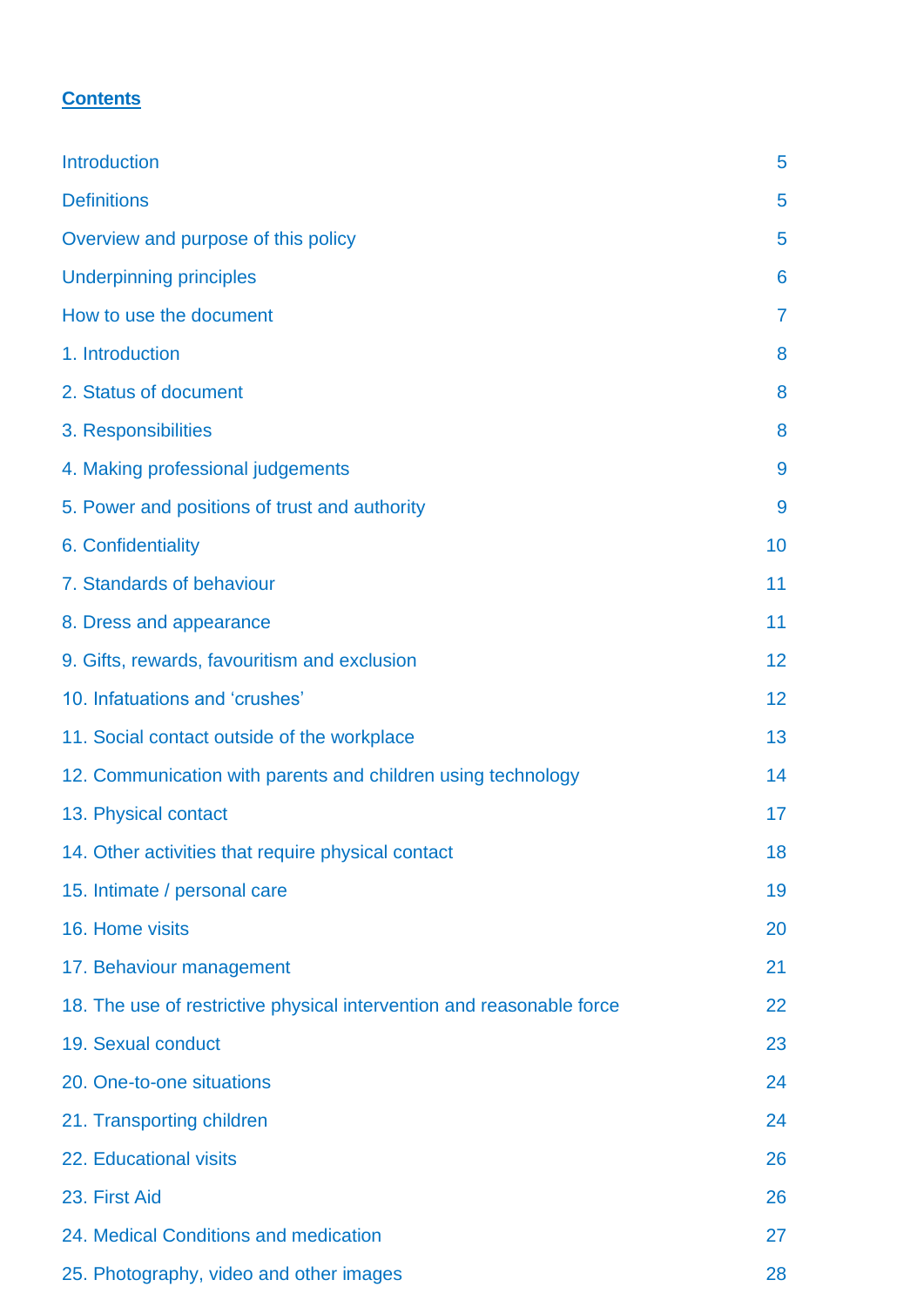## Contents

| | |
|---|---|
| Introduction | 5 |
| Definitions | 5 |
| Overview and purpose of this policy | 5 |
| Underpinning principles | 6 |
| How to use the document | 7 |
| 1. Introduction | 8 |
| 2. Status of document | 8 |
| 3. Responsibilities | 8 |
| 4. Making professional judgements | 9 |
| 5. Power and positions of trust and authority | 9 |
| 6. Confidentiality | 10 |
| 7. Standards of behaviour | 11 |
| 8. Dress and appearance | 11 |
| 9. Gifts, rewards, favouritism and exclusion | 12 |
| 10. Infatuations and 'crushes' | 12 |
| 11. Social contact outside of the workplace | 13 |
| 12. Communication with parents and children using technology | 14 |
| 13. Physical contact | 17 |
| 14. Other activities that require physical contact | 18 |
| 15. Intimate / personal care | 19 |
| 16. Home visits | 20 |
| 17. Behaviour management | 21 |
| 18. The use of restrictive physical intervention and reasonable force | 22 |
| 19. Sexual conduct | 23 |
| 20. One-to-one situations | 24 |
| 21. Transporting children | 24 |
| 22. Educational visits | 26 |
| 23. First Aid | 26 |
| 24. Medical Conditions and medication | 27 |
| 25. Photography, video and other images | 28 |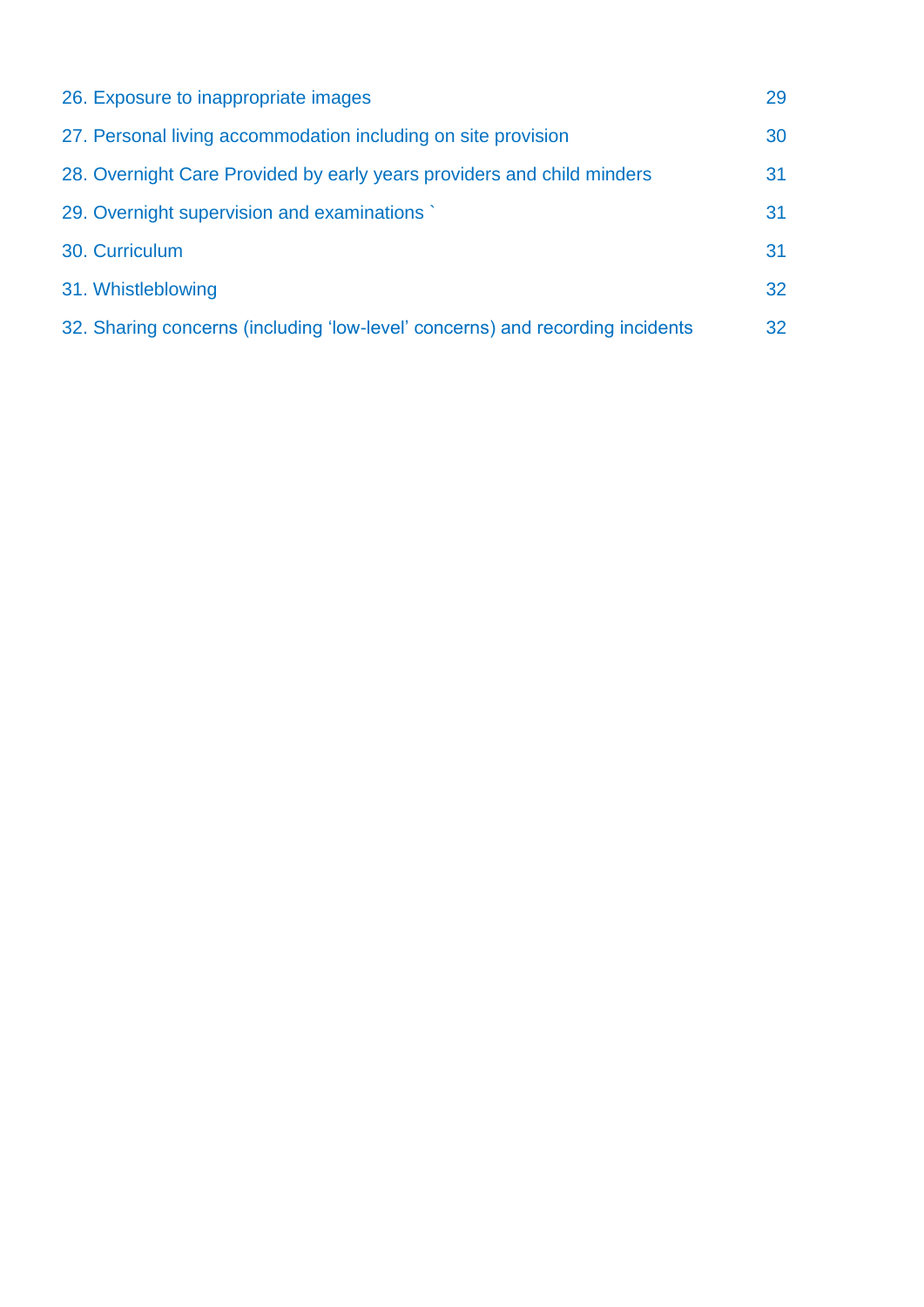26. Exposure to inappropriate images 29

27. Personal living accommodation including on site provision 30

28. Overnight Care Provided by early years providers and child minders 31

29. Overnight supervision and examinations ` 31

30. Curriculum 31

31. Whistleblowing 32

32. Sharing concerns (including 'low-level' concerns) and recording incidents 32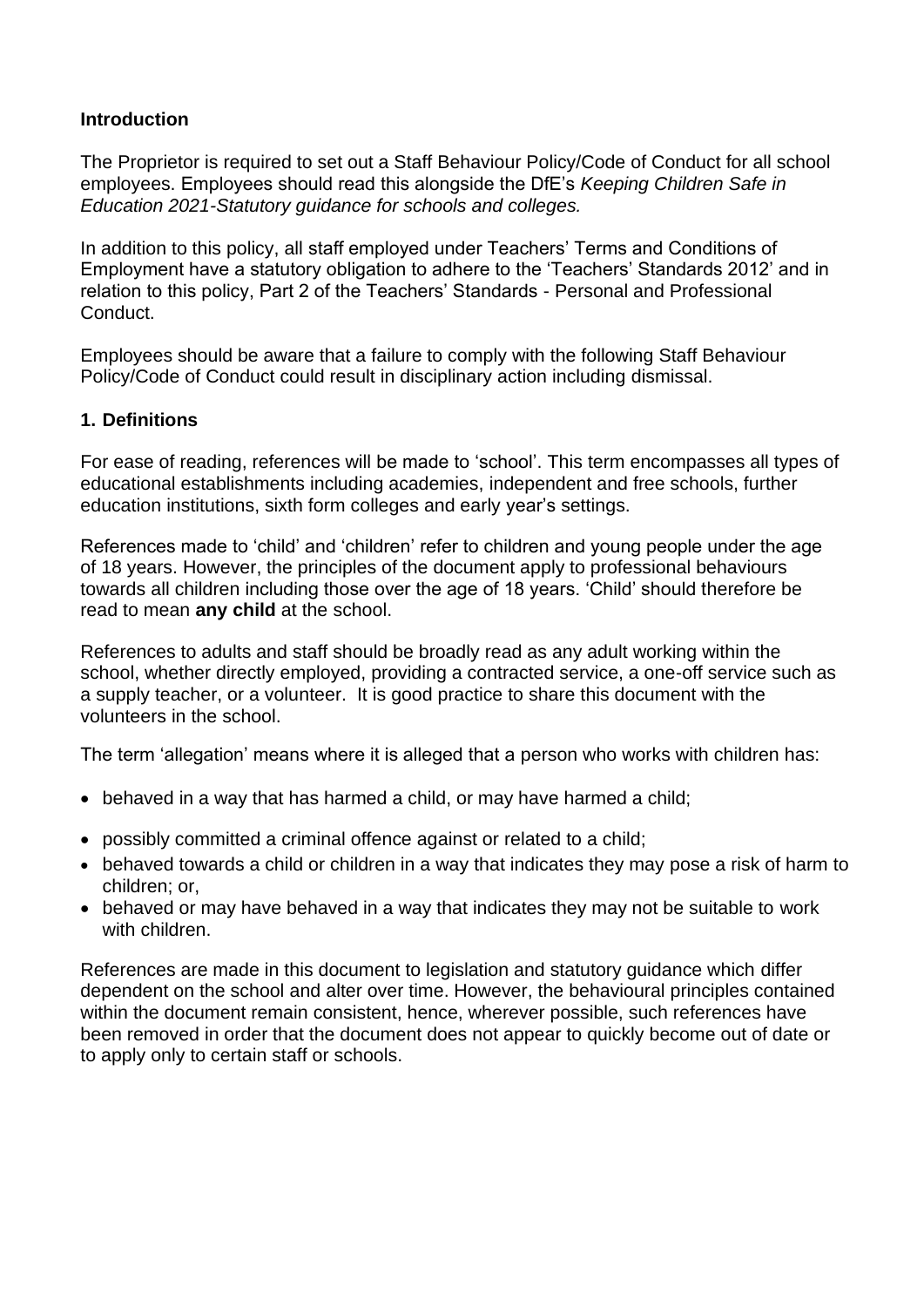**Introduction**

The Proprietor is required to set out a Staff Behaviour Policy/Code of Conduct for all school employees. Employees should read this alongside the DfE's *Keeping Children Safe in Education 2021-Statutory guidance for schools and colleges.*

In addition to this policy, all staff employed under Teachers' Terms and Conditions of Employment have a statutory obligation to adhere to the 'Teachers' Standards 2012' and in relation to this policy, Part 2 of the Teachers' Standards - Personal and Professional Conduct.

Employees should be aware that a failure to comply with the following Staff Behaviour Policy/Code of Conduct could result in disciplinary action including dismissal.

**1. Definitions**

For ease of reading, references will be made to 'school'. This term encompasses all types of educational establishments including academies, independent and free schools, further education institutions, sixth form colleges and early year's settings.

References made to 'child' and 'children' refer to children and young people under the age of 18 years. However, the principles of the document apply to professional behaviours towards all children including those over the age of 18 years. 'Child' should therefore be read to mean **any child** at the school.

References to adults and staff should be broadly read as any adult working within the school, whether directly employed, providing a contracted service, a one-off service such as a supply teacher, or a volunteer. It is good practice to share this document with the volunteers in the school.

The term 'allegation' means where it is alleged that a person who works with children has:

- behaved in a way that has harmed a child, or may have harmed a child;
- possibly committed a criminal offence against or related to a child;
- behaved towards a child or children in a way that indicates they may pose a risk of harm to children; or,
- behaved or may have behaved in a way that indicates they may not be suitable to work with children.

References are made in this document to legislation and statutory guidance which differ dependent on the school and alter over time. However, the behavioural principles contained within the document remain consistent, hence, wherever possible, such references have been removed in order that the document does not appear to quickly become out of date or to apply only to certain staff or schools.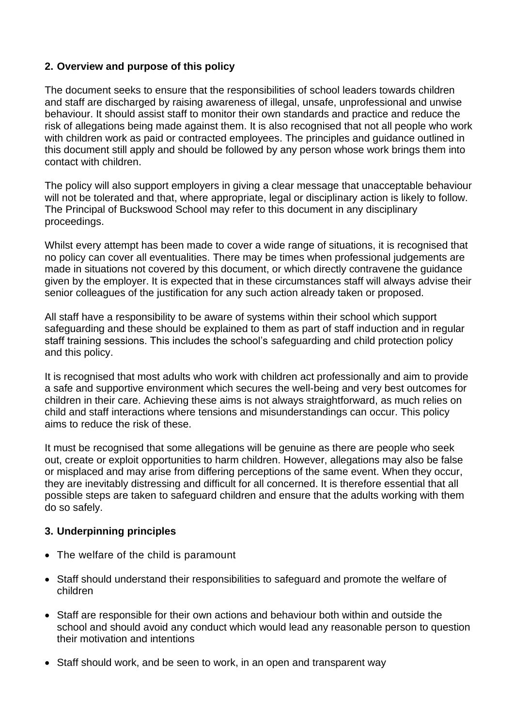## 2. Overview and purpose of this policy

The document seeks to ensure that the responsibilities of school leaders towards children and staff are discharged by raising awareness of illegal, unsafe, unprofessional and unwise behaviour. It should assist staff to monitor their own standards and practice and reduce the risk of allegations being made against them. It is also recognised that not all people who work with children work as paid or contracted employees. The principles and guidance outlined in this document still apply and should be followed by any person whose work brings them into contact with children.

The policy will also support employers in giving a clear message that unacceptable behaviour will not be tolerated and that, where appropriate, legal or disciplinary action is likely to follow. The Principal of Buckswood School may refer to this document in any disciplinary proceedings.

Whilst every attempt has been made to cover a wide range of situations, it is recognised that no policy can cover all eventualities. There may be times when professional judgements are made in situations not covered by this document, or which directly contravene the guidance given by the employer. It is expected that in these circumstances staff will always advise their senior colleagues of the justification for any such action already taken or proposed.

All staff have a responsibility to be aware of systems within their school which support safeguarding and these should be explained to them as part of staff induction and in regular staff training sessions. This includes the school's safeguarding and child protection policy and this policy.

It is recognised that most adults who work with children act professionally and aim to provide a safe and supportive environment which secures the well-being and very best outcomes for children in their care. Achieving these aims is not always straightforward, as much relies on child and staff interactions where tensions and misunderstandings can occur. This policy aims to reduce the risk of these.

It must be recognised that some allegations will be genuine as there are people who seek out, create or exploit opportunities to harm children. However, allegations may also be false or misplaced and may arise from differing perceptions of the same event. When they occur, they are inevitably distressing and difficult for all concerned. It is therefore essential that all possible steps are taken to safeguard children and ensure that the adults working with them do so safely.

## 3. Underpinning principles

- The welfare of the child is paramount
- Staff should understand their responsibilities to safeguard and promote the welfare of children
- Staff are responsible for their own actions and behaviour both within and outside the school and should avoid any conduct which would lead any reasonable person to question their motivation and intentions
- Staff should work, and be seen to work, in an open and transparent way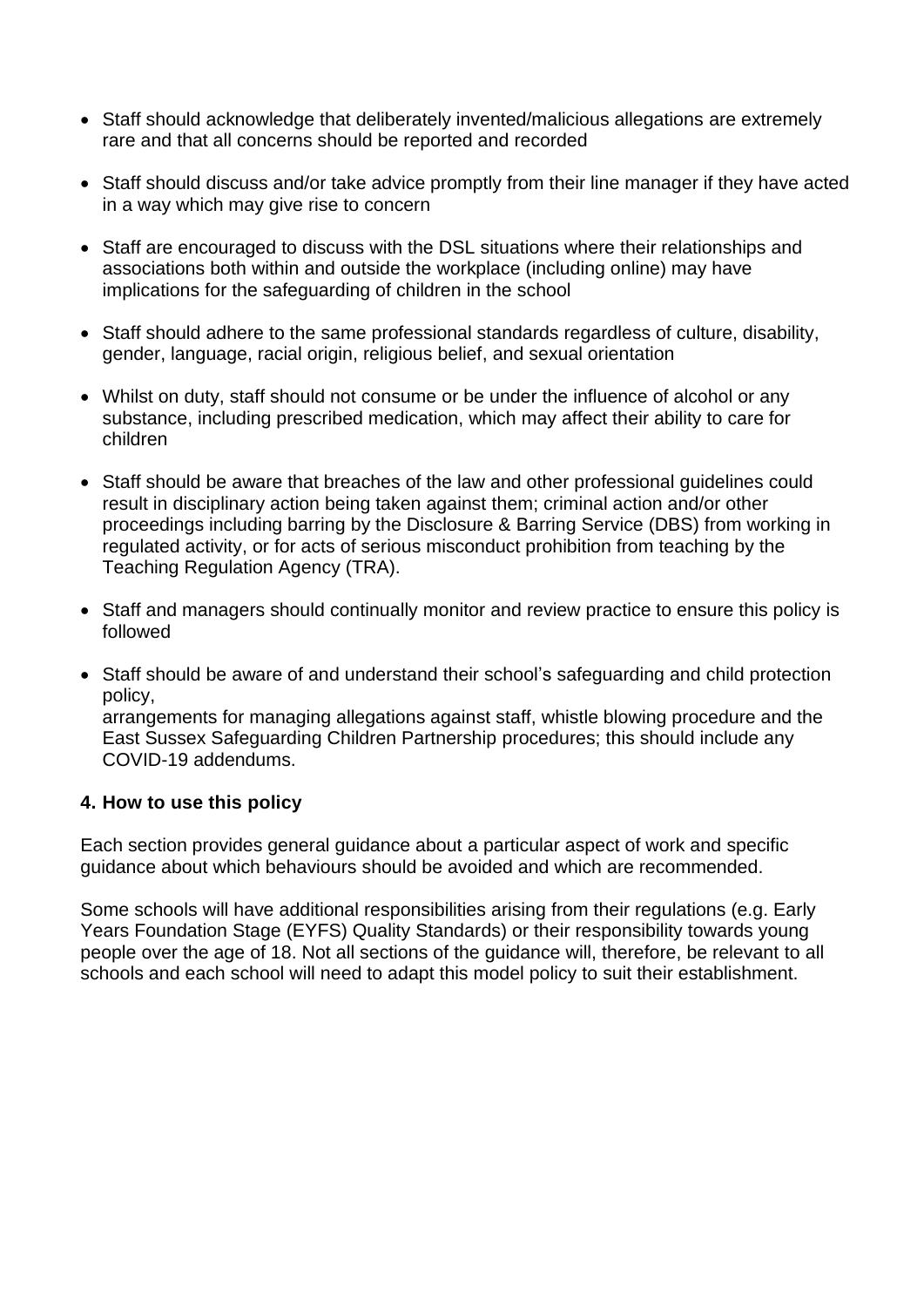- Staff should acknowledge that deliberately invented/malicious allegations are extremely rare and that all concerns should be reported and recorded
- Staff should discuss and/or take advice promptly from their line manager if they have acted in a way which may give rise to concern
- Staff are encouraged to discuss with the DSL situations where their relationships and associations both within and outside the workplace (including online) may have implications for the safeguarding of children in the school
- Staff should adhere to the same professional standards regardless of culture, disability, gender, language, racial origin, religious belief, and sexual orientation
- Whilst on duty, staff should not consume or be under the influence of alcohol or any substance, including prescribed medication, which may affect their ability to care for children
- Staff should be aware that breaches of the law and other professional guidelines could result in disciplinary action being taken against them; criminal action and/or other proceedings including barring by the Disclosure & Barring Service (DBS) from working in regulated activity, or for acts of serious misconduct prohibition from teaching by the Teaching Regulation Agency (TRA).
- Staff and managers should continually monitor and review practice to ensure this policy is followed
- Staff should be aware of and understand their school's safeguarding and child protection policy,
  arrangements for managing allegations against staff, whistle blowing procedure and the East Sussex Safeguarding Children Partnership procedures; this should include any COVID-19 addendums.

### 4. How to use this policy

Each section provides general guidance about a particular aspect of work and specific guidance about which behaviours should be avoided and which are recommended.

Some schools will have additional responsibilities arising from their regulations (e.g. Early Years Foundation Stage (EYFS) Quality Standards) or their responsibility towards young people over the age of 18. Not all sections of the guidance will, therefore, be relevant to all schools and each school will need to adapt this model policy to suit their establishment.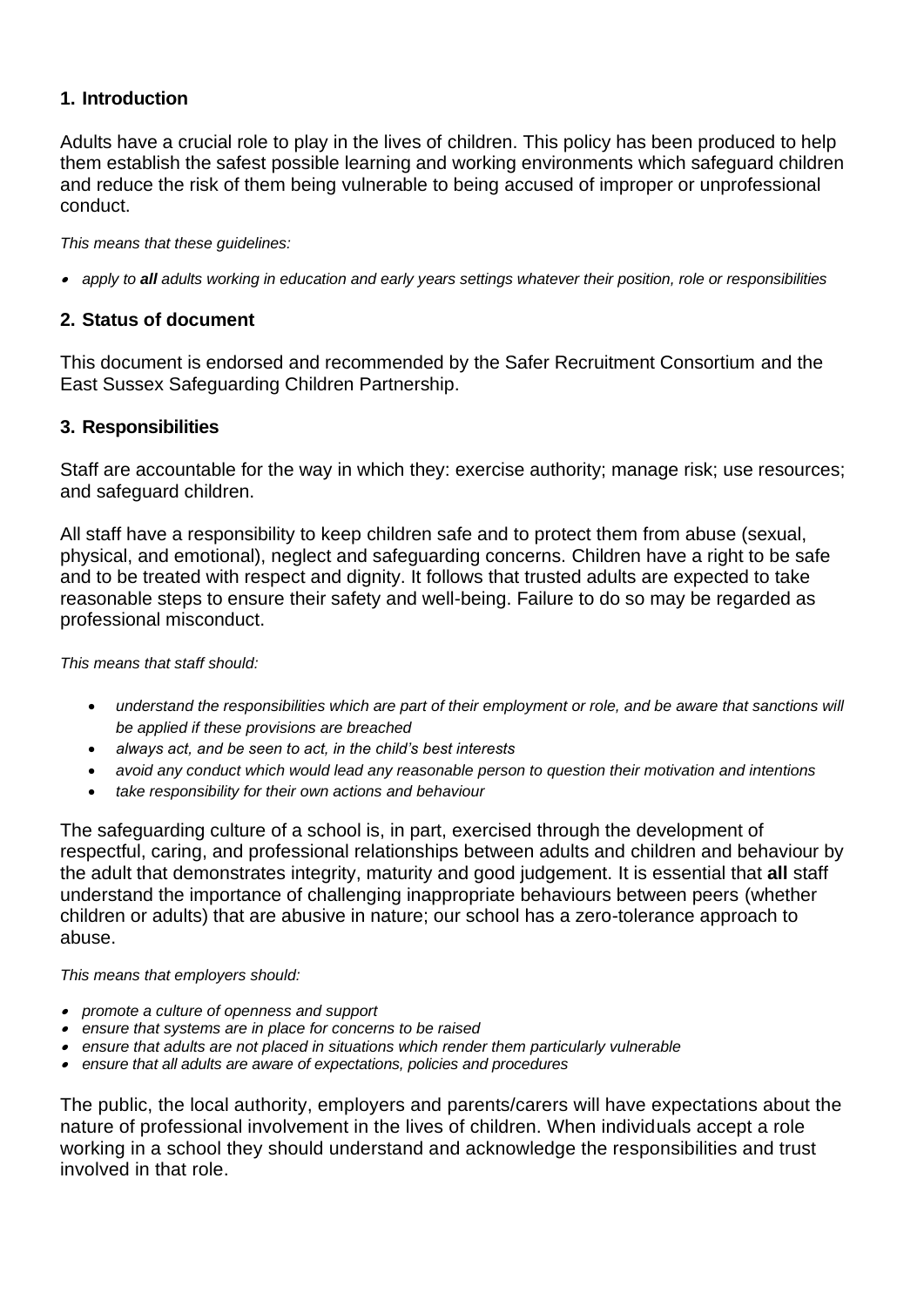## 1. Introduction

Adults have a crucial role to play in the lives of children. This policy has been produced to help them establish the safest possible learning and working environments which safeguard children and reduce the risk of them being vulnerable to being accused of improper or unprofessional conduct.

*This means that these guidelines:*

- *apply to **all** adults working in education and early years settings whatever their position, role or responsibilities*

## 2. Status of document

This document is endorsed and recommended by the Safer Recruitment Consortium and the East Sussex Safeguarding Children Partnership.

## 3. Responsibilities

Staff are accountable for the way in which they: exercise authority; manage risk; use resources; and safeguard children.

All staff have a responsibility to keep children safe and to protect them from abuse (sexual, physical, and emotional), neglect and safeguarding concerns. Children have a right to be safe and to be treated with respect and dignity. It follows that trusted adults are expected to take reasonable steps to ensure their safety and well-being. Failure to do so may be regarded as professional misconduct.

*This means that staff should:*

- *understand the responsibilities which are part of their employment or role, and be aware that sanctions will be applied if these provisions are breached*
- *always act, and be seen to act, in the child's best interests*
- *avoid any conduct which would lead any reasonable person to question their motivation and intentions*
- *take responsibility for their own actions and behaviour*

The safeguarding culture of a school is, in part, exercised through the development of respectful, caring, and professional relationships between adults and children and behaviour by the adult that demonstrates integrity, maturity and good judgement. It is essential that **all** staff understand the importance of challenging inappropriate behaviours between peers (whether children or adults) that are abusive in nature; our school has a zero-tolerance approach to abuse.

*This means that employers should:*

- *promote a culture of openness and support*
- *ensure that systems are in place for concerns to be raised*
- *ensure that adults are not placed in situations which render them particularly vulnerable*
- *ensure that all adults are aware of expectations, policies and procedures*

The public, the local authority, employers and parents/carers will have expectations about the nature of professional involvement in the lives of children. When individuals accept a role working in a school they should understand and acknowledge the responsibilities and trust involved in that role.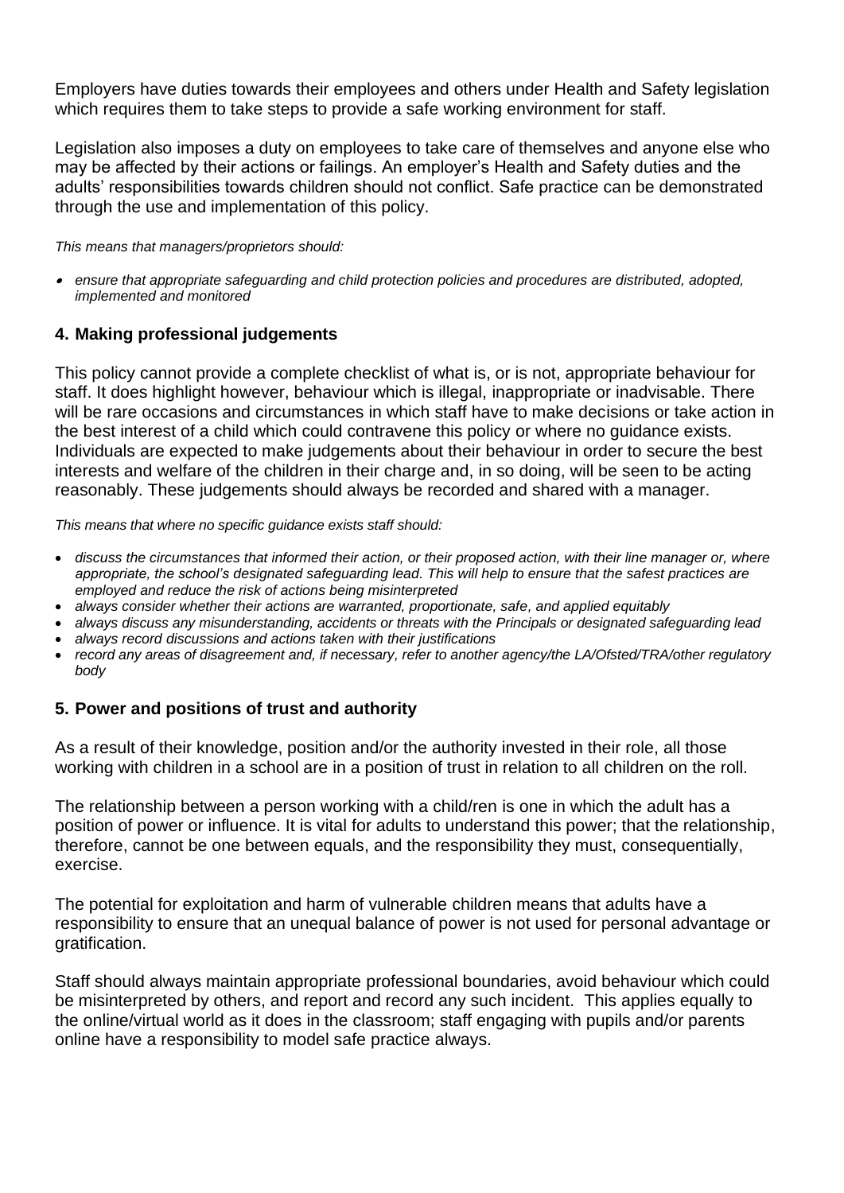Employers have duties towards their employees and others under Health and Safety legislation which requires them to take steps to provide a safe working environment for staff.

Legislation also imposes a duty on employees to take care of themselves and anyone else who may be affected by their actions or failings. An employer's Health and Safety duties and the adults' responsibilities towards children should not conflict. Safe practice can be demonstrated through the use and implementation of this policy.

*This means that managers/proprietors should:*

- *ensure that appropriate safeguarding and child protection policies and procedures are distributed, adopted, implemented and monitored*

## 4. Making professional judgements

This policy cannot provide a complete checklist of what is, or is not, appropriate behaviour for staff. It does highlight however, behaviour which is illegal, inappropriate or inadvisable. There will be rare occasions and circumstances in which staff have to make decisions or take action in the best interest of a child which could contravene this policy or where no guidance exists. Individuals are expected to make judgements about their behaviour in order to secure the best interests and welfare of the children in their charge and, in so doing, will be seen to be acting reasonably. These judgements should always be recorded and shared with a manager.

*This means that where no specific guidance exists staff should:*

- *discuss the circumstances that informed their action, or their proposed action, with their line manager or, where appropriate, the school's designated safeguarding lead. This will help to ensure that the safest practices are employed and reduce the risk of actions being misinterpreted*
- *always consider whether their actions are warranted, proportionate, safe, and applied equitably*
- *always discuss any misunderstanding, accidents or threats with the Principals or designated safeguarding lead*
- *always record discussions and actions taken with their justifications*
- *record any areas of disagreement and, if necessary, refer to another agency/the LA/Ofsted/TRA/other regulatory body*

## 5. Power and positions of trust and authority

As a result of their knowledge, position and/or the authority invested in their role, all those working with children in a school are in a position of trust in relation to all children on the roll.

The relationship between a person working with a child/ren is one in which the adult has a position of power or influence. It is vital for adults to understand this power; that the relationship, therefore, cannot be one between equals, and the responsibility they must, consequentially, exercise.

The potential for exploitation and harm of vulnerable children means that adults have a responsibility to ensure that an unequal balance of power is not used for personal advantage or gratification.

Staff should always maintain appropriate professional boundaries, avoid behaviour which could be misinterpreted by others, and report and record any such incident. This applies equally to the online/virtual world as it does in the classroom; staff engaging with pupils and/or parents online have a responsibility to model safe practice always.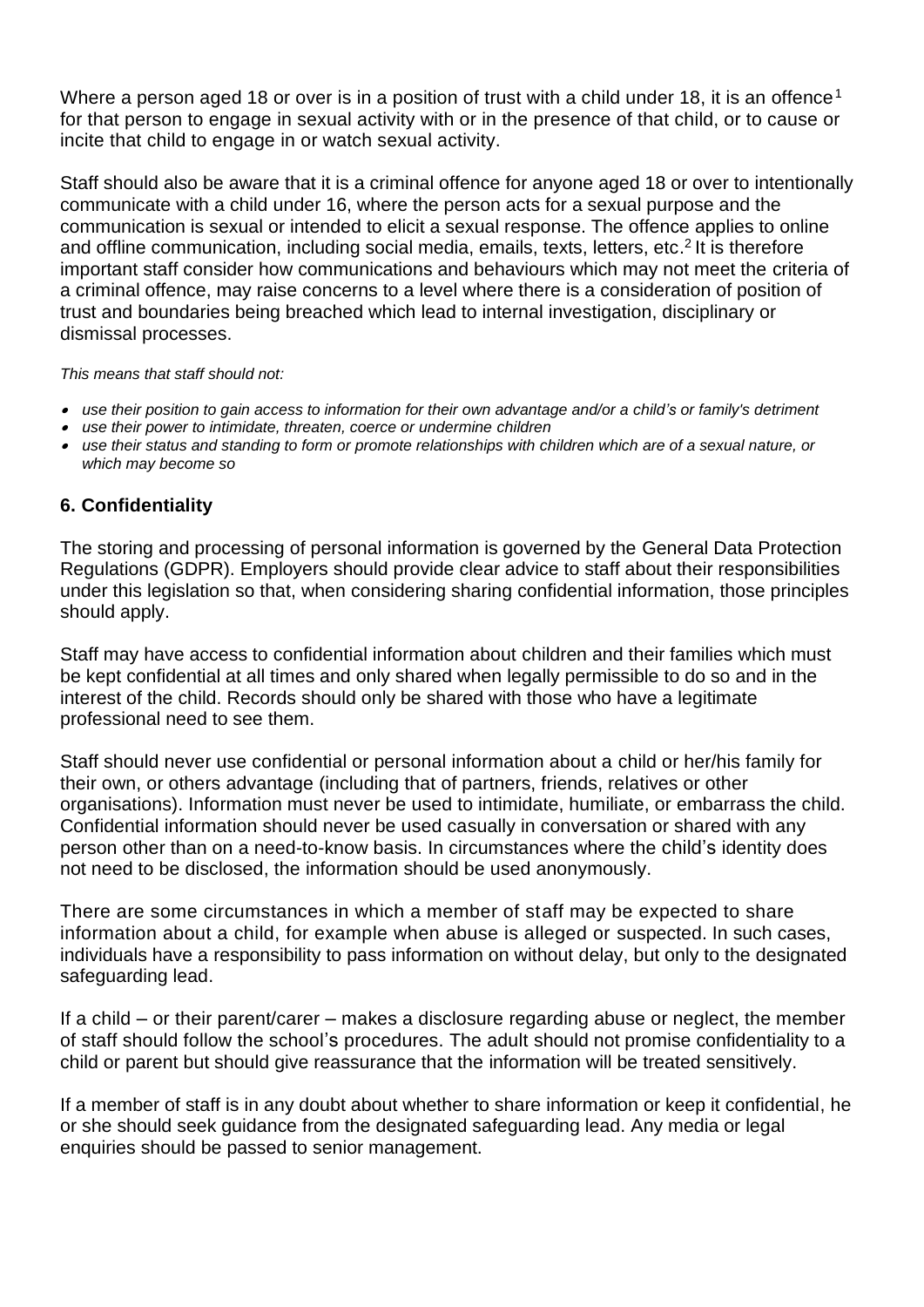Where a person aged 18 or over is in a position of trust with a child under 18, it is an offence[1] for that person to engage in sexual activity with or in the presence of that child, or to cause or incite that child to engage in or watch sexual activity.

Staff should also be aware that it is a criminal offence for anyone aged 18 or over to intentionally communicate with a child under 16, where the person acts for a sexual purpose and the communication is sexual or intended to elicit a sexual response. The offence applies to online and offline communication, including social media, emails, texts, letters, etc.[2] It is therefore important staff consider how communications and behaviours which may not meet the criteria of a criminal offence, may raise concerns to a level where there is a consideration of position of trust and boundaries being breached which lead to internal investigation, disciplinary or dismissal processes.

*This means that staff should not:*

- *use their position to gain access to information for their own advantage and/or a child's or family's detriment*
- *use their power to intimidate, threaten, coerce or undermine children*
- *use their status and standing to form or promote relationships with children which are of a sexual nature, or which may become so*

### 6. Confidentiality

The storing and processing of personal information is governed by the General Data Protection Regulations (GDPR). Employers should provide clear advice to staff about their responsibilities under this legislation so that, when considering sharing confidential information, those principles should apply.

Staff may have access to confidential information about children and their families which must be kept confidential at all times and only shared when legally permissible to do so and in the interest of the child. Records should only be shared with those who have a legitimate professional need to see them.

Staff should never use confidential or personal information about a child or her/his family for their own, or others advantage (including that of partners, friends, relatives or other organisations). Information must never be used to intimidate, humiliate, or embarrass the child. Confidential information should never be used casually in conversation or shared with any person other than on a need-to-know basis. In circumstances where the child's identity does not need to be disclosed, the information should be used anonymously.

There are some circumstances in which a member of staff may be expected to share information about a child, for example when abuse is alleged or suspected. In such cases, individuals have a responsibility to pass information on without delay, but only to the designated safeguarding lead.

If a child – or their parent/carer – makes a disclosure regarding abuse or neglect, the member of staff should follow the school's procedures. The adult should not promise confidentiality to a child or parent but should give reassurance that the information will be treated sensitively.

If a member of staff is in any doubt about whether to share information or keep it confidential, he or she should seek guidance from the designated safeguarding lead. Any media or legal enquiries should be passed to senior management.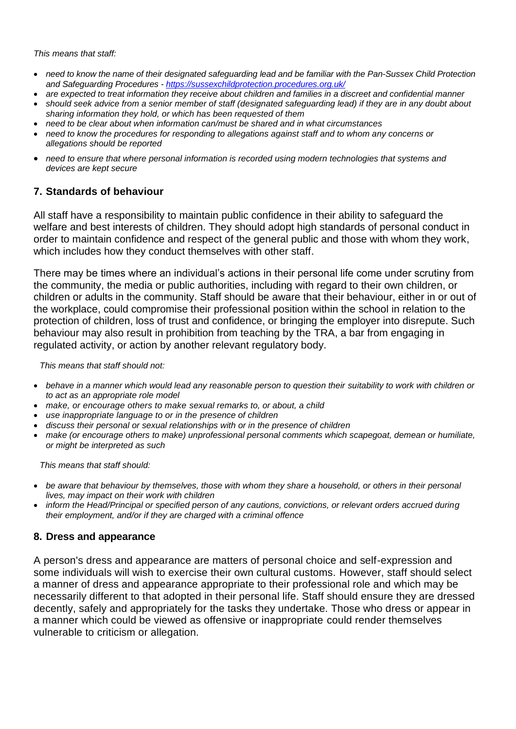*This means that staff:*

- *need to know the name of their designated safeguarding lead and be familiar with the Pan-Sussex Child Protection and Safeguarding Procedures - [https://sussexchildprotection.procedures.org.uk/](https://sussexchildprotection.procedures.org.uk/)*
- *are expected to treat information they receive about children and families in a discreet and confidential manner*
- *should seek advice from a senior member of staff (designated safeguarding lead) if they are in any doubt about sharing information they hold, or which has been requested of them*
- *need to be clear about when information can/must be shared and in what circumstances*
- *need to know the procedures for responding to allegations against staff and to whom any concerns or allegations should be reported*
- *need to ensure that where personal information is recorded using modern technologies that systems and devices are kept secure*

## 7. Standards of behaviour

All staff have a responsibility to maintain public confidence in their ability to safeguard the welfare and best interests of children. They should adopt high standards of personal conduct in order to maintain confidence and respect of the general public and those with whom they work, which includes how they conduct themselves with other staff.

There may be times where an individual's actions in their personal life come under scrutiny from the community, the media or public authorities, including with regard to their own children, or children or adults in the community. Staff should be aware that their behaviour, either in or out of the workplace, could compromise their professional position within the school in relation to the protection of children, loss of trust and confidence, or bringing the employer into disrepute. Such behaviour may also result in prohibition from teaching by the TRA, a bar from engaging in regulated activity, or action by another relevant regulatory body.

*This means that staff should not:*

- *behave in a manner which would lead any reasonable person to question their suitability to work with children or to act as an appropriate role model*
- *make, or encourage others to make sexual remarks to, or about, a child*
- *use inappropriate language to or in the presence of children*
- *discuss their personal or sexual relationships with or in the presence of children*
- *make (or encourage others to make) unprofessional personal comments which scapegoat, demean or humiliate, or might be interpreted as such*

*This means that staff should:*

- *be aware that behaviour by themselves, those with whom they share a household, or others in their personal lives, may impact on their work with children*
- *inform the Head/Principal or specified person of any cautions, convictions, or relevant orders accrued during their employment, and/or if they are charged with a criminal offence*

## 8. Dress and appearance

A person's dress and appearance are matters of personal choice and self-expression and some individuals will wish to exercise their own cultural customs. However, staff should select a manner of dress and appearance appropriate to their professional role and which may be necessarily different to that adopted in their personal life. Staff should ensure they are dressed decently, safely and appropriately for the tasks they undertake. Those who dress or appear in a manner which could be viewed as offensive or inappropriate could render themselves vulnerable to criticism or allegation.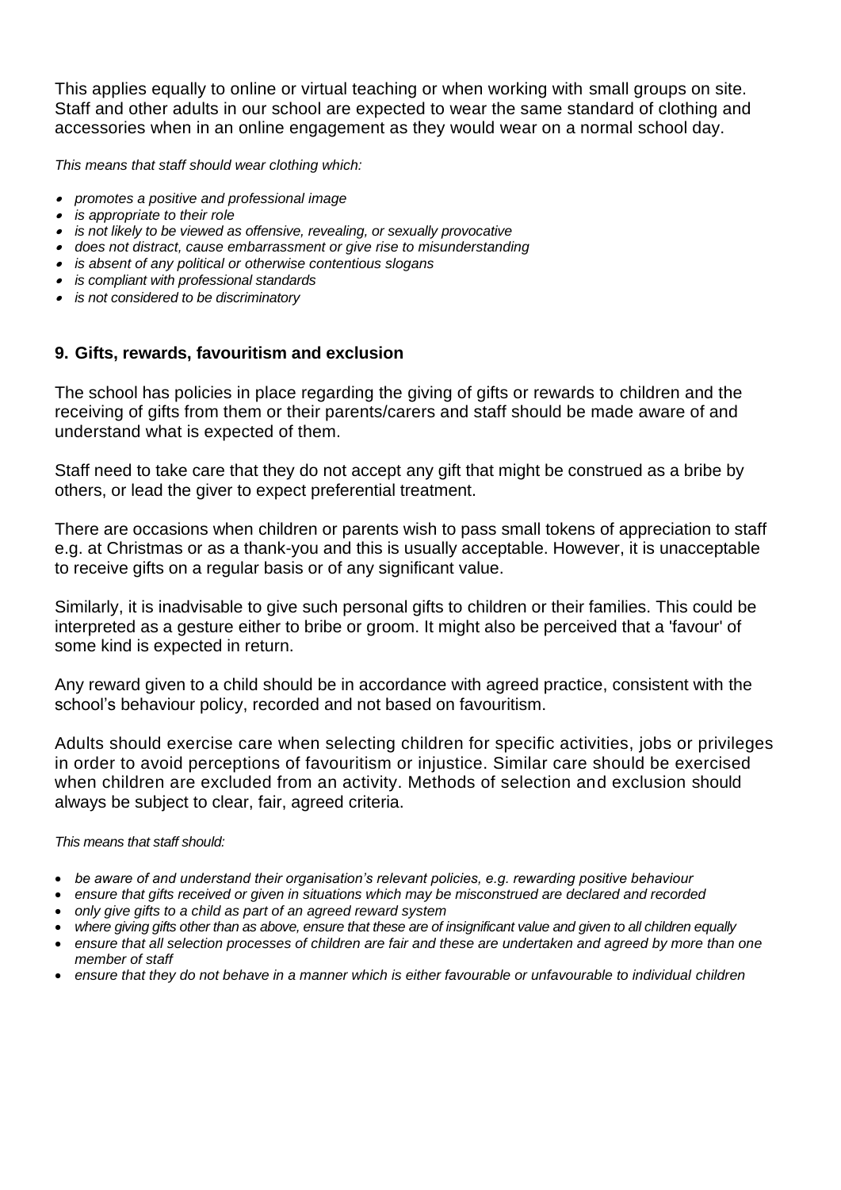This applies equally to online or virtual teaching or when working with small groups on site. Staff and other adults in our school are expected to wear the same standard of clothing and accessories when in an online engagement as they would wear on a normal school day.

*This means that staff should wear clothing which:*

- *promotes a positive and professional image*
- *is appropriate to their role*
- *is not likely to be viewed as offensive, revealing, or sexually provocative*
- *does not distract, cause embarrassment or give rise to misunderstanding*
- *is absent of any political or otherwise contentious slogans*
- *is compliant with professional standards*
- *is not considered to be discriminatory*

## 9. Gifts, rewards, favouritism and exclusion

The school has policies in place regarding the giving of gifts or rewards to children and the receiving of gifts from them or their parents/carers and staff should be made aware of and understand what is expected of them.

Staff need to take care that they do not accept any gift that might be construed as a bribe by others, or lead the giver to expect preferential treatment.

There are occasions when children or parents wish to pass small tokens of appreciation to staff e.g. at Christmas or as a thank-you and this is usually acceptable. However, it is unacceptable to receive gifts on a regular basis or of any significant value.

Similarly, it is inadvisable to give such personal gifts to children or their families. This could be interpreted as a gesture either to bribe or groom. It might also be perceived that a 'favour' of some kind is expected in return.

Any reward given to a child should be in accordance with agreed practice, consistent with the school's behaviour policy, recorded and not based on favouritism.

Adults should exercise care when selecting children for specific activities, jobs or privileges in order to avoid perceptions of favouritism or injustice. Similar care should be exercised when children are excluded from an activity. Methods of selection and exclusion should always be subject to clear, fair, agreed criteria.

*This means that staff should:*

- *be aware of and understand their organisation's relevant policies, e.g. rewarding positive behaviour*
- *ensure that gifts received or given in situations which may be misconstrued are declared and recorded*
- *only give gifts to a child as part of an agreed reward system*
- *where giving gifts other than as above, ensure that these are of insignificant value and given to all children equally*
- *ensure that all selection processes of children are fair and these are undertaken and agreed by more than one member of staff*
- *ensure that they do not behave in a manner which is either favourable or unfavourable to individual children*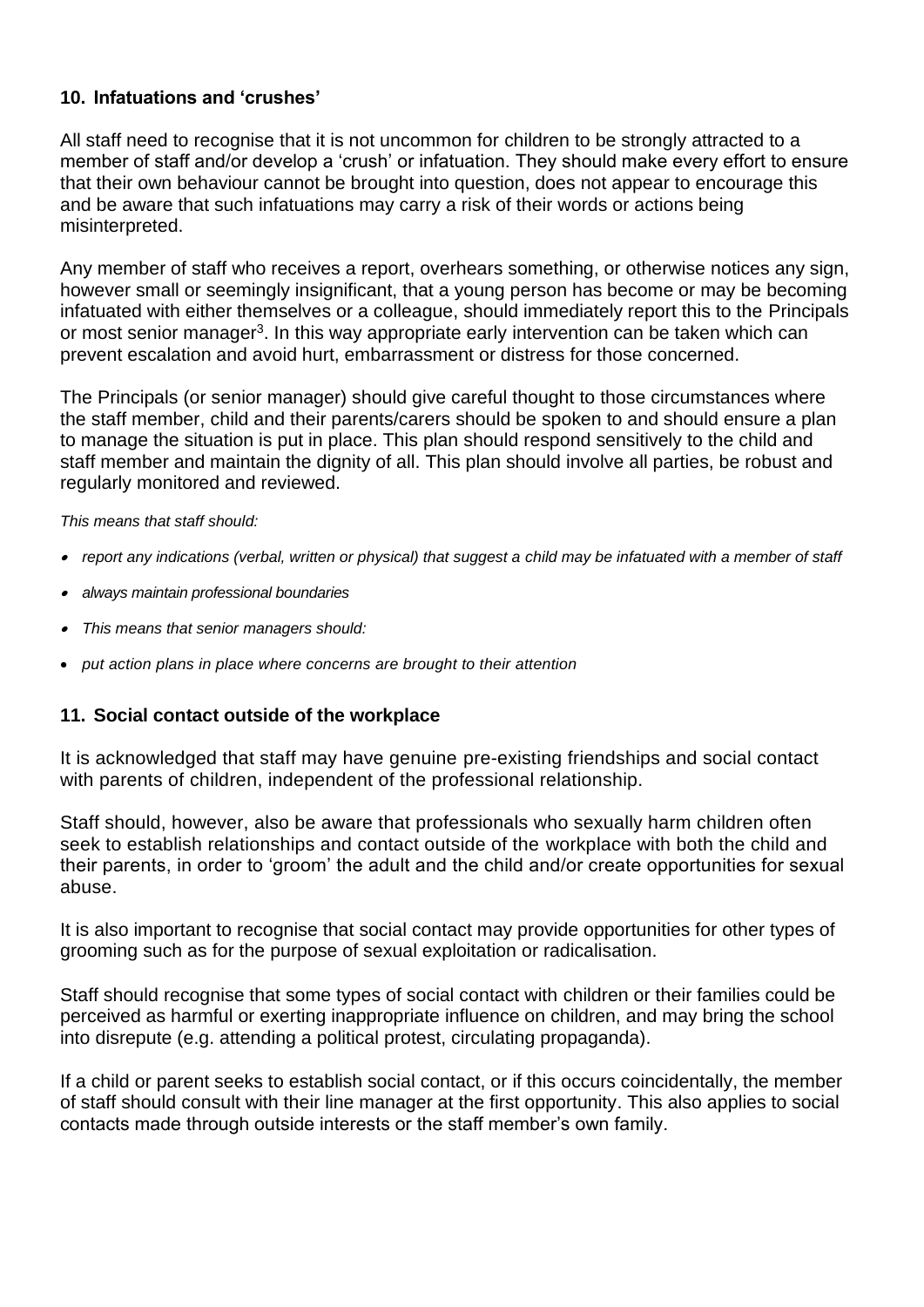## 10. Infatuations and 'crushes'

All staff need to recognise that it is not uncommon for children to be strongly attracted to a member of staff and/or develop a 'crush' or infatuation. They should make every effort to ensure that their own behaviour cannot be brought into question, does not appear to encourage this and be aware that such infatuations may carry a risk of their words or actions being misinterpreted.

Any member of staff who receives a report, overhears something, or otherwise notices any sign, however small or seemingly insignificant, that a young person has become or may be becoming infatuated with either themselves or a colleague, should immediately report this to the Principals or most senior manager[3]. In this way appropriate early intervention can be taken which can prevent escalation and avoid hurt, embarrassment or distress for those concerned.

The Principals (or senior manager) should give careful thought to those circumstances where the staff member, child and their parents/carers should be spoken to and should ensure a plan to manage the situation is put in place. This plan should respond sensitively to the child and staff member and maintain the dignity of all. This plan should involve all parties, be robust and regularly monitored and reviewed.

*This means that staff should:*

- *report any indications (verbal, written or physical) that suggest a child may be infatuated with a member of staff*
- *always maintain professional boundaries*
- *This means that senior managers should:*
- *put action plans in place where concerns are brought to their attention*

## 11. Social contact outside of the workplace

It is acknowledged that staff may have genuine pre-existing friendships and social contact with parents of children, independent of the professional relationship.

Staff should, however, also be aware that professionals who sexually harm children often seek to establish relationships and contact outside of the workplace with both the child and their parents, in order to 'groom' the adult and the child and/or create opportunities for sexual abuse.

It is also important to recognise that social contact may provide opportunities for other types of grooming such as for the purpose of sexual exploitation or radicalisation.

Staff should recognise that some types of social contact with children or their families could be perceived as harmful or exerting inappropriate influence on children, and may bring the school into disrepute (e.g. attending a political protest, circulating propaganda).

If a child or parent seeks to establish social contact, or if this occurs coincidentally, the member of staff should consult with their line manager at the first opportunity. This also applies to social contacts made through outside interests or the staff member's own family.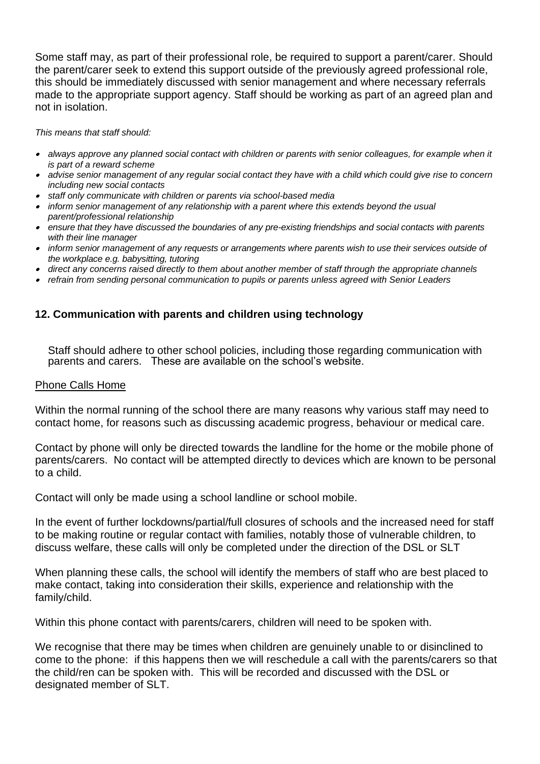Some staff may, as part of their professional role, be required to support a parent/carer. Should the parent/carer seek to extend this support outside of the previously agreed professional role, this should be immediately discussed with senior management and where necessary referrals made to the appropriate support agency. Staff should be working as part of an agreed plan and not in isolation.

*This means that staff should:*

- *always approve any planned social contact with children or parents with senior colleagues, for example when it is part of a reward scheme*
- *advise senior management of any regular social contact they have with a child which could give rise to concern including new social contacts*
- *staff only communicate with children or parents via school-based media*
- *inform senior management of any relationship with a parent where this extends beyond the usual parent/professional relationship*
- *ensure that they have discussed the boundaries of any pre-existing friendships and social contacts with parents with their line manager*
- *inform senior management of any requests or arrangements where parents wish to use their services outside of the workplace e.g. babysitting, tutoring*
- *direct any concerns raised directly to them about another member of staff through the appropriate channels*
- *refrain from sending personal communication to pupils or parents unless agreed with Senior Leaders*

## 12. Communication with parents and children using technology

Staff should adhere to other school policies, including those regarding communication with parents and carers. These are available on the school's website.

<u>Phone Calls Home</u>

Within the normal running of the school there are many reasons why various staff may need to contact home, for reasons such as discussing academic progress, behaviour or medical care.

Contact by phone will only be directed towards the landline for the home or the mobile phone of parents/carers. No contact will be attempted directly to devices which are known to be personal to a child.

Contact will only be made using a school landline or school mobile.

In the event of further lockdowns/partial/full closures of schools and the increased need for staff to be making routine or regular contact with families, notably those of vulnerable children, to discuss welfare, these calls will only be completed under the direction of the DSL or SLT

When planning these calls, the school will identify the members of staff who are best placed to make contact, taking into consideration their skills, experience and relationship with the family/child.

Within this phone contact with parents/carers, children will need to be spoken with.

We recognise that there may be times when children are genuinely unable to or disinclined to come to the phone: if this happens then we will reschedule a call with the parents/carers so that the child/ren can be spoken with. This will be recorded and discussed with the DSL or designated member of SLT.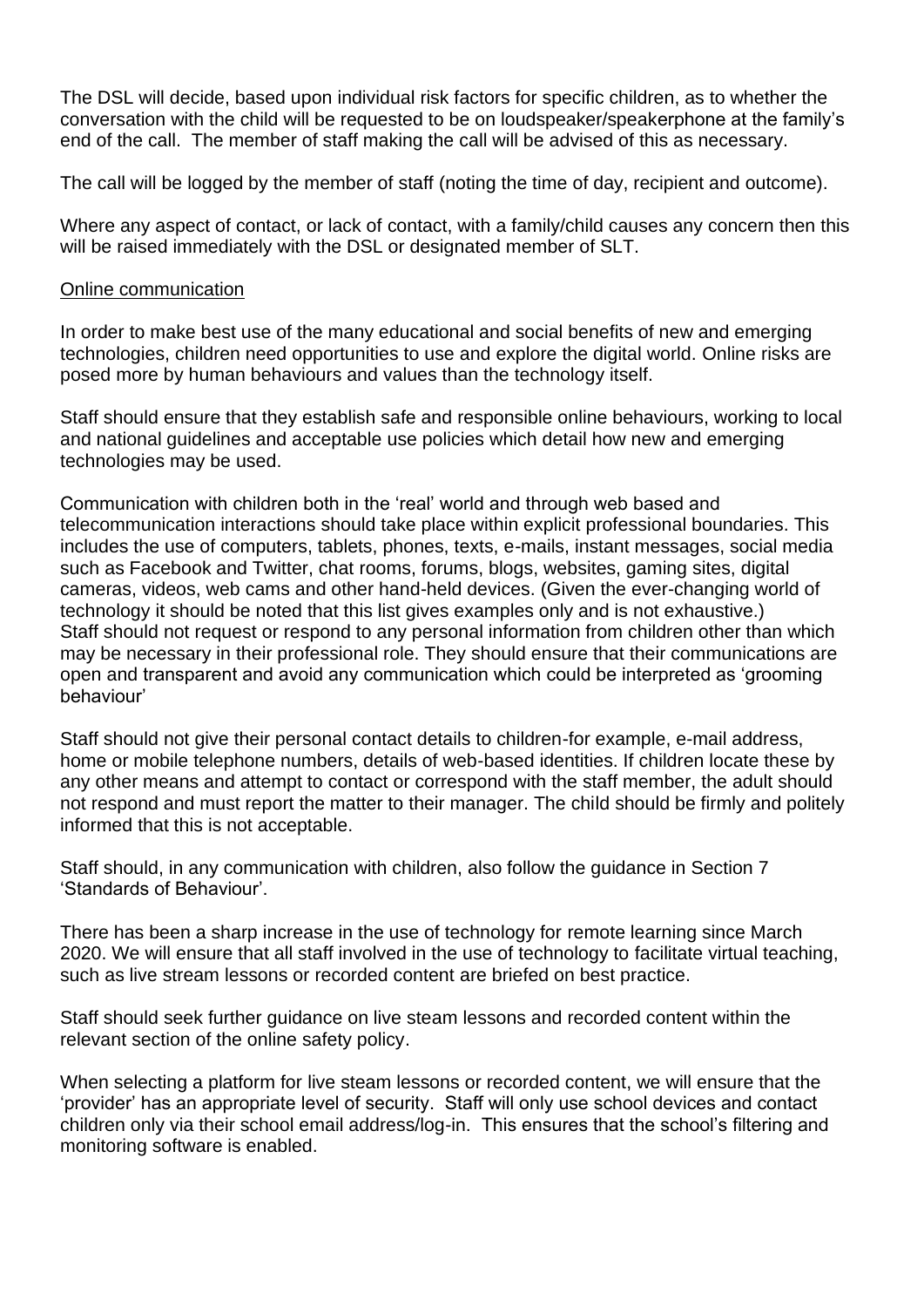The DSL will decide, based upon individual risk factors for specific children, as to whether the conversation with the child will be requested to be on loudspeaker/speakerphone at the family's end of the call. The member of staff making the call will be advised of this as necessary.

The call will be logged by the member of staff (noting the time of day, recipient and outcome).

Where any aspect of contact, or lack of contact, with a family/child causes any concern then this will be raised immediately with the DSL or designated member of SLT.

<u>Online communication</u>

In order to make best use of the many educational and social benefits of new and emerging technologies, children need opportunities to use and explore the digital world. Online risks are posed more by human behaviours and values than the technology itself.

Staff should ensure that they establish safe and responsible online behaviours, working to local and national guidelines and acceptable use policies which detail how new and emerging technologies may be used.

Communication with children both in the 'real' world and through web based and telecommunication interactions should take place within explicit professional boundaries. This includes the use of computers, tablets, phones, texts, e-mails, instant messages, social media such as Facebook and Twitter, chat rooms, forums, blogs, websites, gaming sites, digital cameras, videos, web cams and other hand-held devices. (Given the ever-changing world of technology it should be noted that this list gives examples only and is not exhaustive.)
Staff should not request or respond to any personal information from children other than which may be necessary in their professional role. They should ensure that their communications are open and transparent and avoid any communication which could be interpreted as 'grooming behaviour'

Staff should not give their personal contact details to children-for example, e-mail address, home or mobile telephone numbers, details of web-based identities. If children locate these by any other means and attempt to contact or correspond with the staff member, the adult should not respond and must report the matter to their manager. The child should be firmly and politely informed that this is not acceptable.

Staff should, in any communication with children, also follow the guidance in Section 7 'Standards of Behaviour'.

There has been a sharp increase in the use of technology for remote learning since March 2020. We will ensure that all staff involved in the use of technology to facilitate virtual teaching, such as live stream lessons or recorded content are briefed on best practice.

Staff should seek further guidance on live steam lessons and recorded content within the relevant section of the online safety policy.

When selecting a platform for live steam lessons or recorded content, we will ensure that the 'provider' has an appropriate level of security. Staff will only use school devices and contact children only via their school email address/log-in. This ensures that the school's filtering and monitoring software is enabled.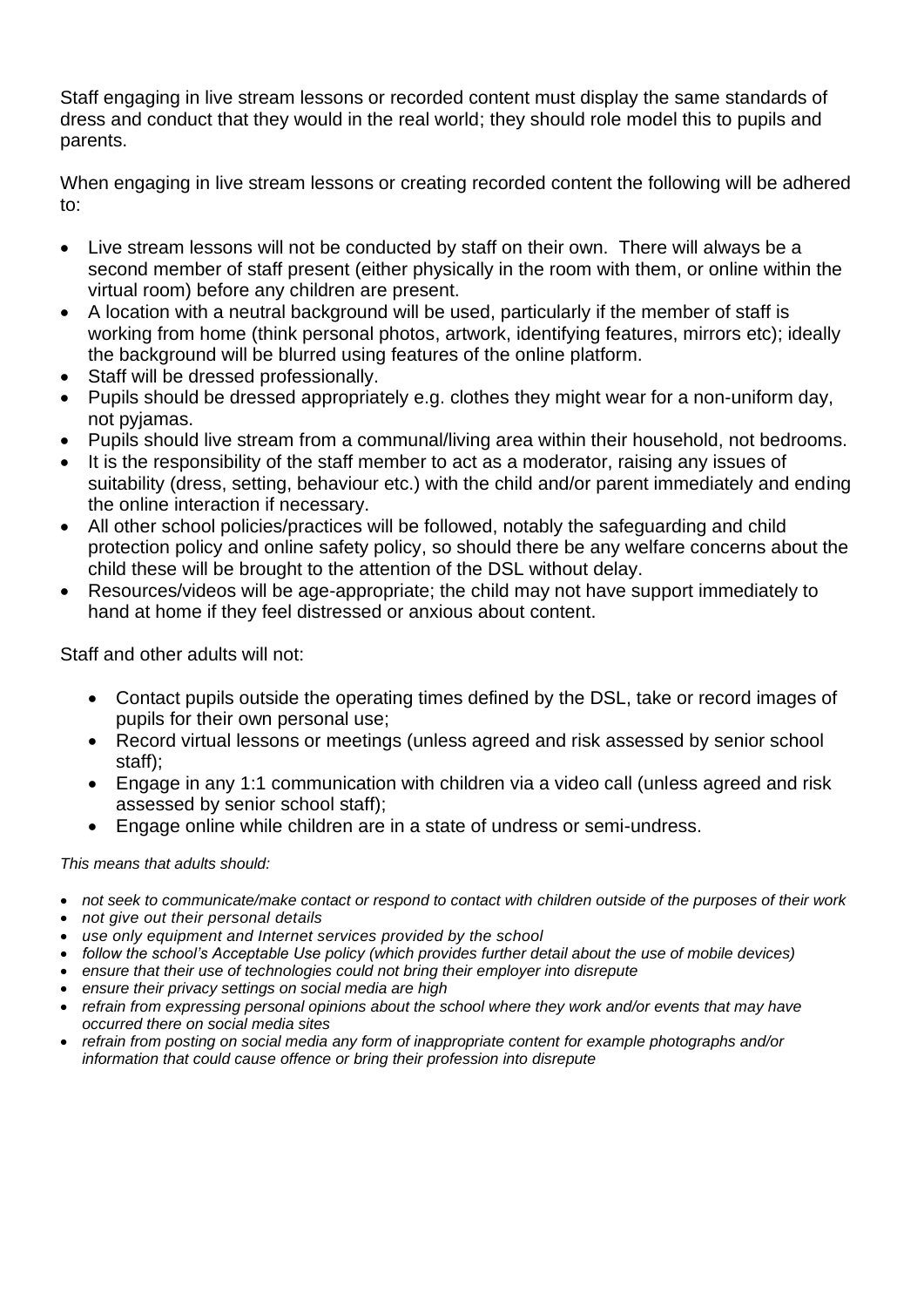Staff engaging in live stream lessons or recorded content must display the same standards of dress and conduct that they would in the real world; they should role model this to pupils and parents.

When engaging in live stream lessons or creating recorded content the following will be adhered to:

- Live stream lessons will not be conducted by staff on their own. There will always be a second member of staff present (either physically in the room with them, or online within the virtual room) before any children are present.
- A location with a neutral background will be used, particularly if the member of staff is working from home (think personal photos, artwork, identifying features, mirrors etc); ideally the background will be blurred using features of the online platform.
- Staff will be dressed professionally.
- Pupils should be dressed appropriately e.g. clothes they might wear for a non-uniform day, not pyjamas.
- Pupils should live stream from a communal/living area within their household, not bedrooms.
- It is the responsibility of the staff member to act as a moderator, raising any issues of suitability (dress, setting, behaviour etc.) with the child and/or parent immediately and ending the online interaction if necessary.
- All other school policies/practices will be followed, notably the safeguarding and child protection policy and online safety policy, so should there be any welfare concerns about the child these will be brought to the attention of the DSL without delay.
- Resources/videos will be age-appropriate; the child may not have support immediately to hand at home if they feel distressed or anxious about content.

Staff and other adults will not:

- Contact pupils outside the operating times defined by the DSL, take or record images of pupils for their own personal use;
- Record virtual lessons or meetings (unless agreed and risk assessed by senior school staff);
- Engage in any 1:1 communication with children via a video call (unless agreed and risk assessed by senior school staff);
- Engage online while children are in a state of undress or semi-undress.

*This means that adults should:*

- *not seek to communicate/make contact or respond to contact with children outside of the purposes of their work*
- *not give out their personal details*
- *use only equipment and Internet services provided by the school*
- *follow the school's Acceptable Use policy (which provides further detail about the use of mobile devices)*
- *ensure that their use of technologies could not bring their employer into disrepute*
- *ensure their privacy settings on social media are high*
- *refrain from expressing personal opinions about the school where they work and/or events that may have occurred there on social media sites*
- *refrain from posting on social media any form of inappropriate content for example photographs and/or information that could cause offence or bring their profession into disrepute*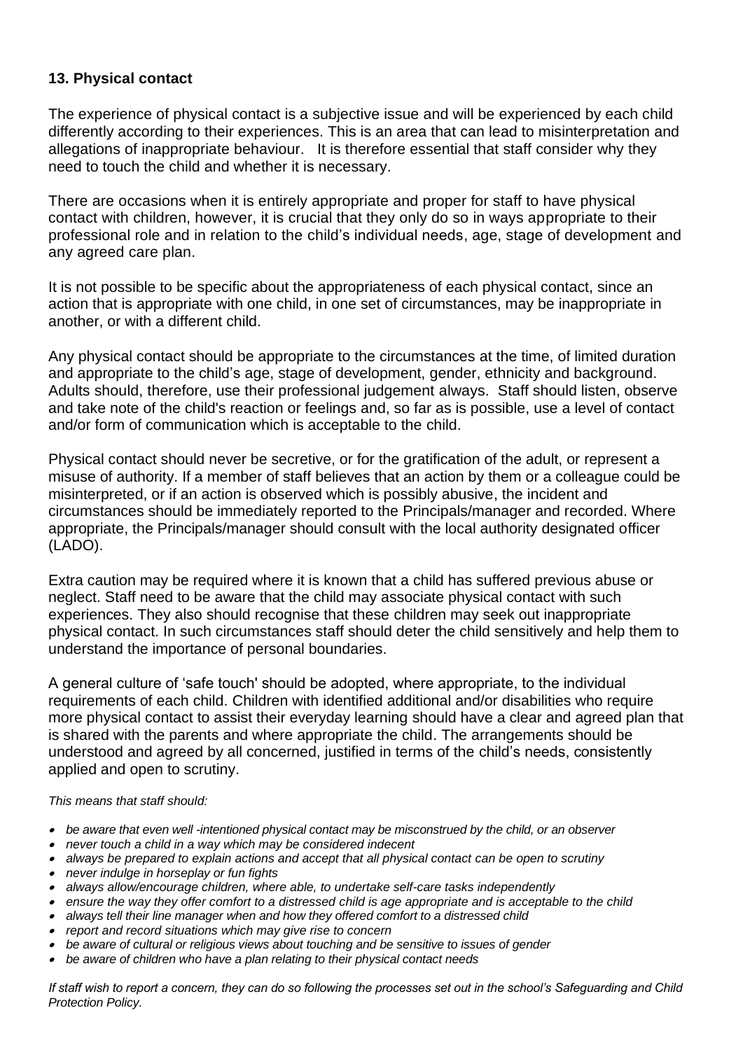## 13. Physical contact

The experience of physical contact is a subjective issue and will be experienced by each child differently according to their experiences. This is an area that can lead to misinterpretation and allegations of inappropriate behaviour. It is therefore essential that staff consider why they need to touch the child and whether it is necessary.

There are occasions when it is entirely appropriate and proper for staff to have physical contact with children, however, it is crucial that they only do so in ways appropriate to their professional role and in relation to the child's individual needs, age, stage of development and any agreed care plan.

It is not possible to be specific about the appropriateness of each physical contact, since an action that is appropriate with one child, in one set of circumstances, may be inappropriate in another, or with a different child.

Any physical contact should be appropriate to the circumstances at the time, of limited duration and appropriate to the child's age, stage of development, gender, ethnicity and background. Adults should, therefore, use their professional judgement always. Staff should listen, observe and take note of the child's reaction or feelings and, so far as is possible, use a level of contact and/or form of communication which is acceptable to the child.

Physical contact should never be secretive, or for the gratification of the adult, or represent a misuse of authority. If a member of staff believes that an action by them or a colleague could be misinterpreted, or if an action is observed which is possibly abusive, the incident and circumstances should be immediately reported to the Principals/manager and recorded. Where appropriate, the Principals/manager should consult with the local authority designated officer (LADO).

Extra caution may be required where it is known that a child has suffered previous abuse or neglect. Staff need to be aware that the child may associate physical contact with such experiences. They also should recognise that these children may seek out inappropriate physical contact. In such circumstances staff should deter the child sensitively and help them to understand the importance of personal boundaries.

A general culture of 'safe touch' should be adopted, where appropriate, to the individual requirements of each child. Children with identified additional and/or disabilities who require more physical contact to assist their everyday learning should have a clear and agreed plan that is shared with the parents and where appropriate the child. The arrangements should be understood and agreed by all concerned, justified in terms of the child's needs, consistently applied and open to scrutiny.

*This means that staff should:*

- *be aware that even well -intentioned physical contact may be misconstrued by the child, or an observer*
- *never touch a child in a way which may be considered indecent*
- *always be prepared to explain actions and accept that all physical contact can be open to scrutiny*
- *never indulge in horseplay or fun fights*
- *always allow/encourage children, where able, to undertake self-care tasks independently*
- *ensure the way they offer comfort to a distressed child is age appropriate and is acceptable to the child*
- *always tell their line manager when and how they offered comfort to a distressed child*
- *report and record situations which may give rise to concern*
- *be aware of cultural or religious views about touching and be sensitive to issues of gender*
- *be aware of children who have a plan relating to their physical contact needs*

*If staff wish to report a concern, they can do so following the processes set out in the school's Safeguarding and Child Protection Policy.*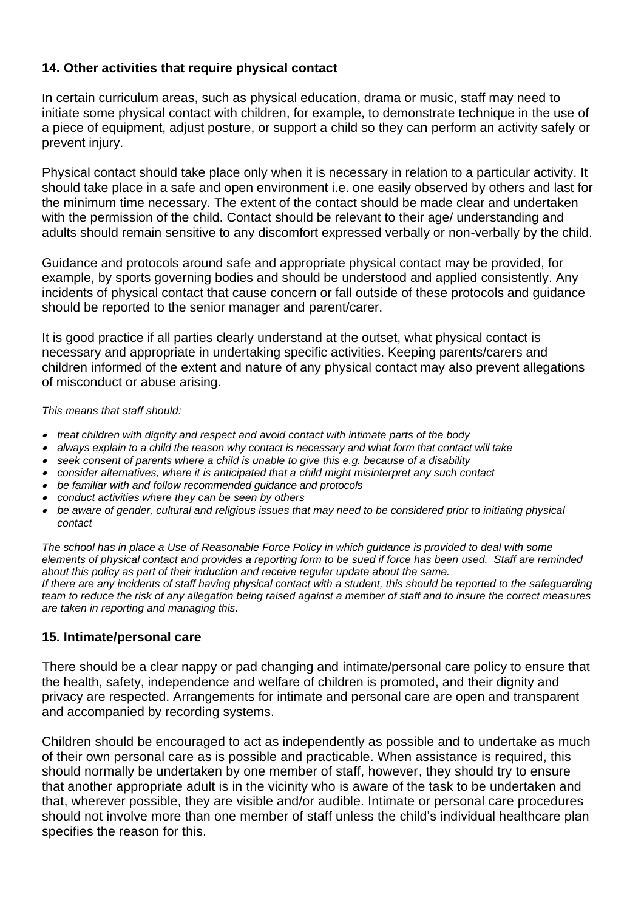## 14. Other activities that require physical contact

In certain curriculum areas, such as physical education, drama or music, staff may need to initiate some physical contact with children, for example, to demonstrate technique in the use of a piece of equipment, adjust posture, or support a child so they can perform an activity safely or prevent injury.

Physical contact should take place only when it is necessary in relation to a particular activity. It should take place in a safe and open environment i.e. one easily observed by others and last for the minimum time necessary. The extent of the contact should be made clear and undertaken with the permission of the child. Contact should be relevant to their age/ understanding and adults should remain sensitive to any discomfort expressed verbally or non-verbally by the child.

Guidance and protocols around safe and appropriate physical contact may be provided, for example, by sports governing bodies and should be understood and applied consistently. Any incidents of physical contact that cause concern or fall outside of these protocols and guidance should be reported to the senior manager and parent/carer.

It is good practice if all parties clearly understand at the outset, what physical contact is necessary and appropriate in undertaking specific activities. Keeping parents/carers and children informed of the extent and nature of any physical contact may also prevent allegations of misconduct or abuse arising.

*This means that staff should:*

- *treat children with dignity and respect and avoid contact with intimate parts of the body*
- *always explain to a child the reason why contact is necessary and what form that contact will take*
- *seek consent of parents where a child is unable to give this e.g. because of a disability*
- *consider alternatives, where it is anticipated that a child might misinterpret any such contact*
- *be familiar with and follow recommended guidance and protocols*
- *conduct activities where they can be seen by others*
- *be aware of gender, cultural and religious issues that may need to be considered prior to initiating physical contact*

*The school has in place a Use of Reasonable Force Policy in which guidance is provided to deal with some elements of physical contact and provides a reporting form to be sued if force has been used. Staff are reminded about this policy as part of their induction and receive regular update about the same.*
*If there are any incidents of staff having physical contact with a student, this should be reported to the safeguarding team to reduce the risk of any allegation being raised against a member of staff and to insure the correct measures are taken in reporting and managing this.*

## 15. Intimate/personal care

There should be a clear nappy or pad changing and intimate/personal care policy to ensure that the health, safety, independence and welfare of children is promoted, and their dignity and privacy are respected. Arrangements for intimate and personal care are open and transparent and accompanied by recording systems.

Children should be encouraged to act as independently as possible and to undertake as much of their own personal care as is possible and practicable. When assistance is required, this should normally be undertaken by one member of staff, however, they should try to ensure that another appropriate adult is in the vicinity who is aware of the task to be undertaken and that, wherever possible, they are visible and/or audible. Intimate or personal care procedures should not involve more than one member of staff unless the child's individual healthcare plan specifies the reason for this.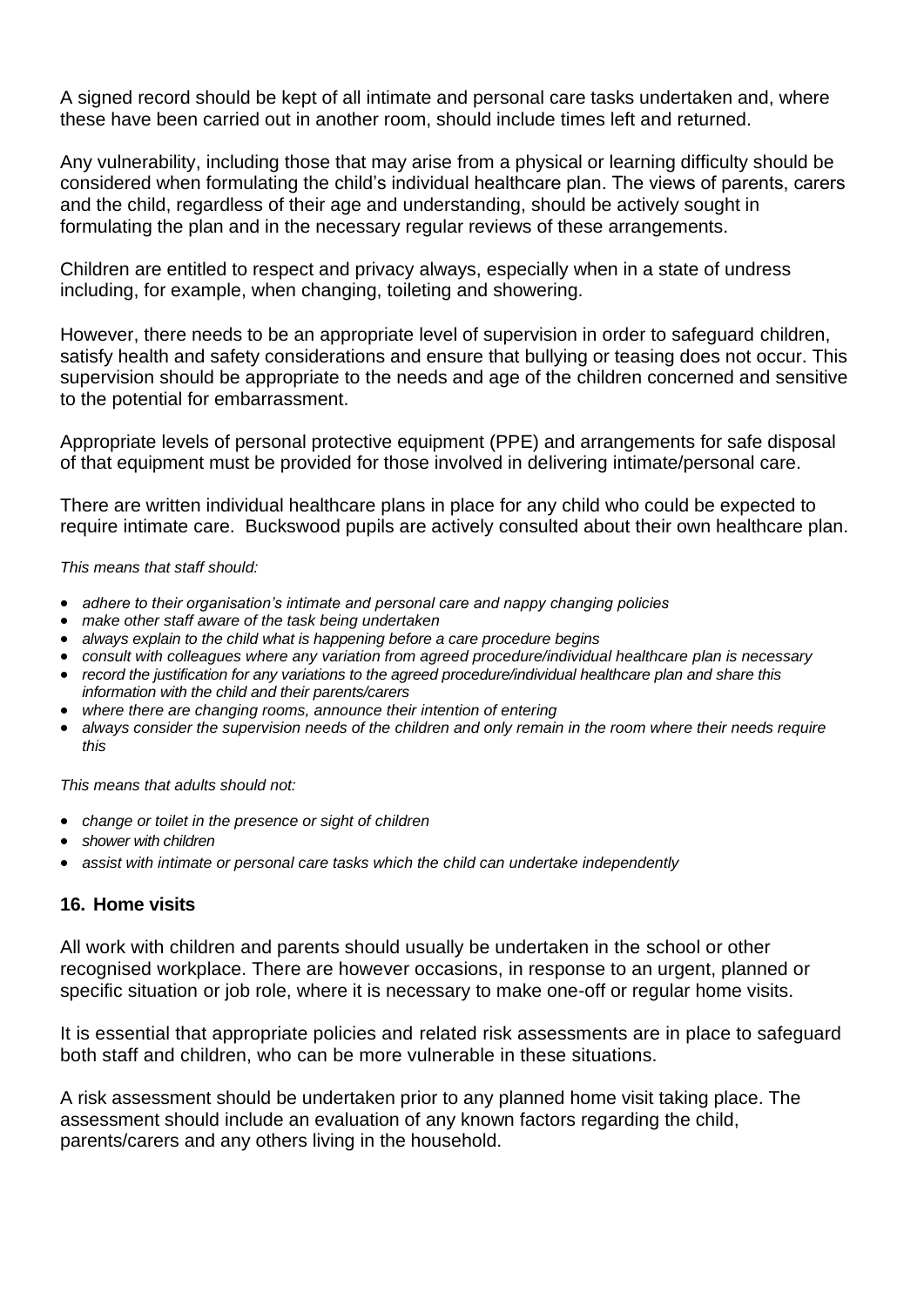A signed record should be kept of all intimate and personal care tasks undertaken and, where these have been carried out in another room, should include times left and returned.

Any vulnerability, including those that may arise from a physical or learning difficulty should be considered when formulating the child's individual healthcare plan. The views of parents, carers and the child, regardless of their age and understanding, should be actively sought in formulating the plan and in the necessary regular reviews of these arrangements.

Children are entitled to respect and privacy always, especially when in a state of undress including, for example, when changing, toileting and showering.

However, there needs to be an appropriate level of supervision in order to safeguard children, satisfy health and safety considerations and ensure that bullying or teasing does not occur. This supervision should be appropriate to the needs and age of the children concerned and sensitive to the potential for embarrassment.

Appropriate levels of personal protective equipment (PPE) and arrangements for safe disposal of that equipment must be provided for those involved in delivering intimate/personal care.

There are written individual healthcare plans in place for any child who could be expected to require intimate care. Buckswood pupils are actively consulted about their own healthcare plan.

*This means that staff should:*

- *adhere to their organisation's intimate and personal care and nappy changing policies*
- *make other staff aware of the task being undertaken*
- *always explain to the child what is happening before a care procedure begins*
- *consult with colleagues where any variation from agreed procedure/individual healthcare plan is necessary*
- *record the justification for any variations to the agreed procedure/individual healthcare plan and share this information with the child and their parents/carers*
- *where there are changing rooms, announce their intention of entering*
- *always consider the supervision needs of the children and only remain in the room where their needs require this*

*This means that adults should not:*

- *change or toilet in the presence or sight of children*
- *shower with children*
- *assist with intimate or personal care tasks which the child can undertake independently*

## 16. Home visits

All work with children and parents should usually be undertaken in the school or other recognised workplace. There are however occasions, in response to an urgent, planned or specific situation or job role, where it is necessary to make one-off or regular home visits.

It is essential that appropriate policies and related risk assessments are in place to safeguard both staff and children, who can be more vulnerable in these situations.

A risk assessment should be undertaken prior to any planned home visit taking place. The assessment should include an evaluation of any known factors regarding the child, parents/carers and any others living in the household.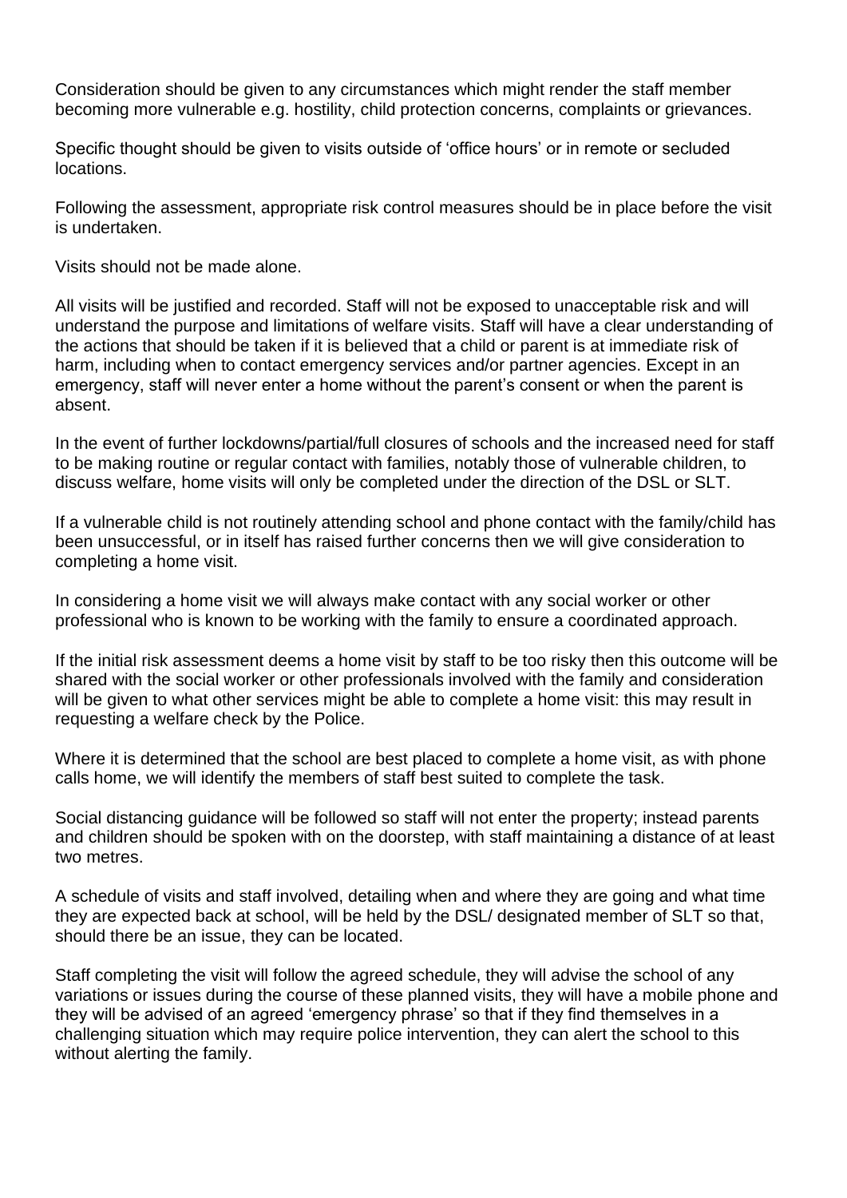Consideration should be given to any circumstances which might render the staff member becoming more vulnerable e.g. hostility, child protection concerns, complaints or grievances.

Specific thought should be given to visits outside of 'office hours' or in remote or secluded locations.

Following the assessment, appropriate risk control measures should be in place before the visit is undertaken.

Visits should not be made alone.

All visits will be justified and recorded. Staff will not be exposed to unacceptable risk and will understand the purpose and limitations of welfare visits. Staff will have a clear understanding of the actions that should be taken if it is believed that a child or parent is at immediate risk of harm, including when to contact emergency services and/or partner agencies. Except in an emergency, staff will never enter a home without the parent's consent or when the parent is absent.

In the event of further lockdowns/partial/full closures of schools and the increased need for staff to be making routine or regular contact with families, notably those of vulnerable children, to discuss welfare, home visits will only be completed under the direction of the DSL or SLT.

If a vulnerable child is not routinely attending school and phone contact with the family/child has been unsuccessful, or in itself has raised further concerns then we will give consideration to completing a home visit.

In considering a home visit we will always make contact with any social worker or other professional who is known to be working with the family to ensure a coordinated approach.

If the initial risk assessment deems a home visit by staff to be too risky then this outcome will be shared with the social worker or other professionals involved with the family and consideration will be given to what other services might be able to complete a home visit: this may result in requesting a welfare check by the Police.

Where it is determined that the school are best placed to complete a home visit, as with phone calls home, we will identify the members of staff best suited to complete the task.

Social distancing guidance will be followed so staff will not enter the property; instead parents and children should be spoken with on the doorstep, with staff maintaining a distance of at least two metres.

A schedule of visits and staff involved, detailing when and where they are going and what time they are expected back at school, will be held by the DSL/ designated member of SLT so that, should there be an issue, they can be located.

Staff completing the visit will follow the agreed schedule, they will advise the school of any variations or issues during the course of these planned visits, they will have a mobile phone and they will be advised of an agreed 'emergency phrase' so that if they find themselves in a challenging situation which may require police intervention, they can alert the school to this without alerting the family.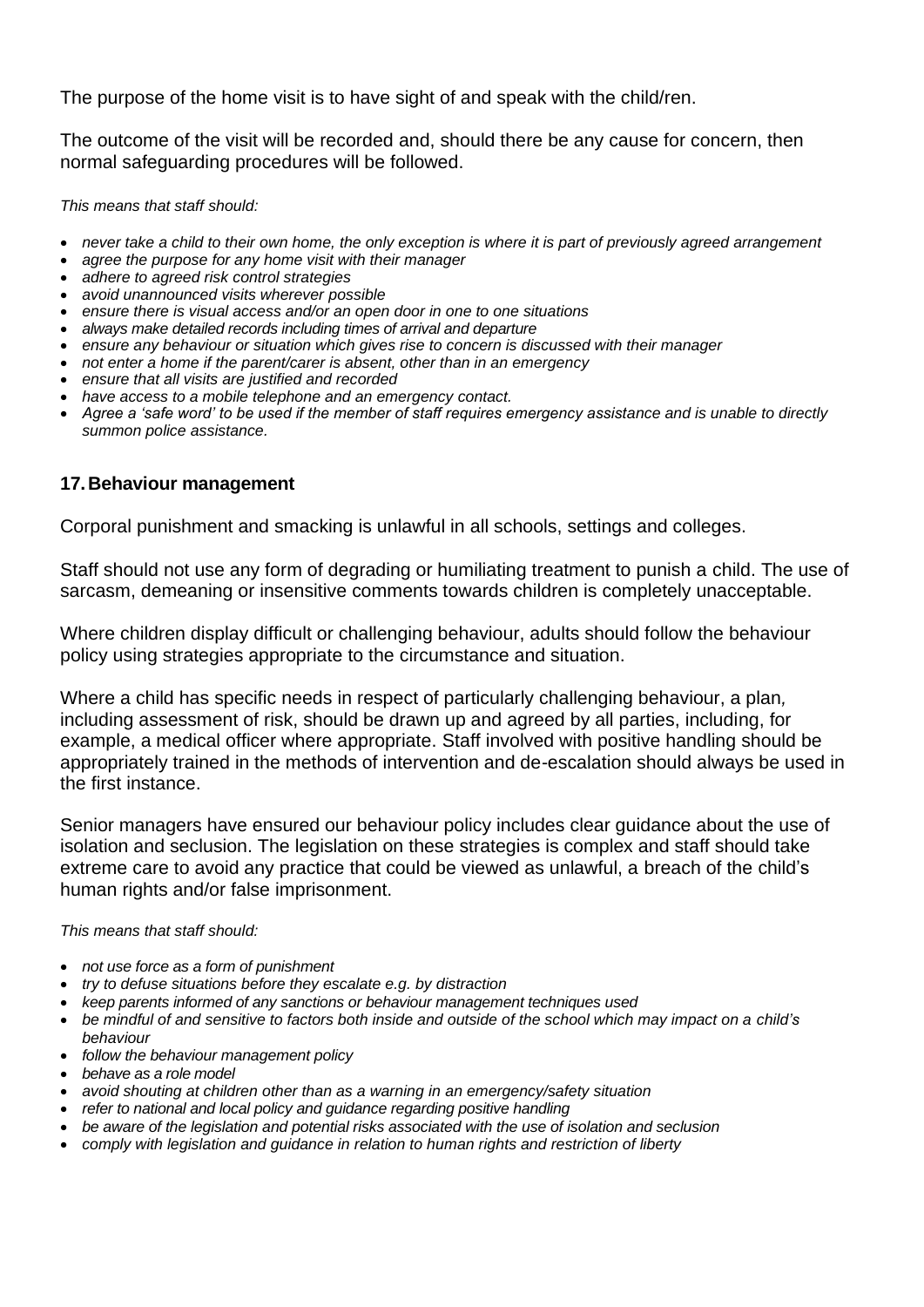The purpose of the home visit is to have sight of and speak with the child/ren.

The outcome of the visit will be recorded and, should there be any cause for concern, then normal safeguarding procedures will be followed.

*This means that staff should:*

- *never take a child to their own home, the only exception is where it is part of previously agreed arrangement*
- *agree the purpose for any home visit with their manager*
- *adhere to agreed risk control strategies*
- *avoid unannounced visits wherever possible*
- *ensure there is visual access and/or an open door in one to one situations*
- *always make detailed records including times of arrival and departure*
- *ensure any behaviour or situation which gives rise to concern is discussed with their manager*
- *not enter a home if the parent/carer is absent, other than in an emergency*
- *ensure that all visits are justified and recorded*
- *have access to a mobile telephone and an emergency contact.*
- *Agree a 'safe word' to be used if the member of staff requires emergency assistance and is unable to directly summon police assistance.*

## 17. Behaviour management

Corporal punishment and smacking is unlawful in all schools, settings and colleges.

Staff should not use any form of degrading or humiliating treatment to punish a child. The use of sarcasm, demeaning or insensitive comments towards children is completely unacceptable.

Where children display difficult or challenging behaviour, adults should follow the behaviour policy using strategies appropriate to the circumstance and situation.

Where a child has specific needs in respect of particularly challenging behaviour, a plan, including assessment of risk, should be drawn up and agreed by all parties, including, for example, a medical officer where appropriate. Staff involved with positive handling should be appropriately trained in the methods of intervention and de-escalation should always be used in the first instance.

Senior managers have ensured our behaviour policy includes clear guidance about the use of isolation and seclusion. The legislation on these strategies is complex and staff should take extreme care to avoid any practice that could be viewed as unlawful, a breach of the child's human rights and/or false imprisonment.

*This means that staff should:*

- *not use force as a form of punishment*
- *try to defuse situations before they escalate e.g. by distraction*
- *keep parents informed of any sanctions or behaviour management techniques used*
- *be mindful of and sensitive to factors both inside and outside of the school which may impact on a child's behaviour*
- *follow the behaviour management policy*
- *behave as a role model*
- *avoid shouting at children other than as a warning in an emergency/safety situation*
- *refer to national and local policy and guidance regarding positive handling*
- *be aware of the legislation and potential risks associated with the use of isolation and seclusion*
- *comply with legislation and guidance in relation to human rights and restriction of liberty*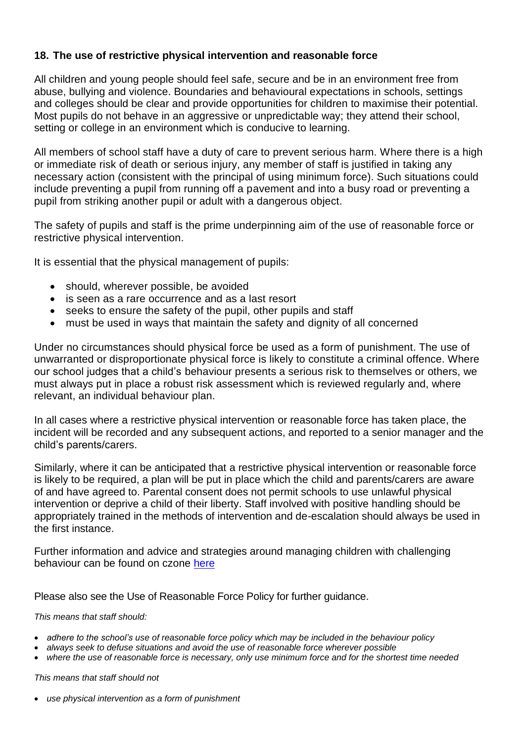### 18. The use of restrictive physical intervention and reasonable force

All children and young people should feel safe, secure and be in an environment free from abuse, bullying and violence. Boundaries and behavioural expectations in schools, settings and colleges should be clear and provide opportunities for children to maximise their potential. Most pupils do not behave in an aggressive or unpredictable way; they attend their school, setting or college in an environment which is conducive to learning.

All members of school staff have a duty of care to prevent serious harm. Where there is a high or immediate risk of death or serious injury, any member of staff is justified in taking any necessary action (consistent with the principal of using minimum force). Such situations could include preventing a pupil from running off a pavement and into a busy road or preventing a pupil from striking another pupil or adult with a dangerous object.

The safety of pupils and staff is the prime underpinning aim of the use of reasonable force or restrictive physical intervention.

It is essential that the physical management of pupils:

- should, wherever possible, be avoided
- is seen as a rare occurrence and as a last resort
- seeks to ensure the safety of the pupil, other pupils and staff
- must be used in ways that maintain the safety and dignity of all concerned

Under no circumstances should physical force be used as a form of punishment. The use of unwarranted or disproportionate physical force is likely to constitute a criminal offence. Where our school judges that a child's behaviour presents a serious risk to themselves or others, we must always put in place a robust risk assessment which is reviewed regularly and, where relevant, an individual behaviour plan.

In all cases where a restrictive physical intervention or reasonable force has taken place, the incident will be recorded and any subsequent actions, and reported to a senior manager and the child's parents/carers.

Similarly, where it can be anticipated that a restrictive physical intervention or reasonable force is likely to be required, a plan will be put in place which the child and parents/carers are aware of and have agreed to. Parental consent does not permit schools to use unlawful physical intervention or deprive a child of their liberty. Staff involved with positive handling should be appropriately trained in the methods of intervention and de-escalation should always be used in the first instance.

Further information and advice and strategies around managing children with challenging behaviour can be found on czone [here]

Please also see the Use of Reasonable Force Policy for further guidance.

*This means that staff should:*

- *adhere to the school's use of reasonable force policy which may be included in the behaviour policy*
- *always seek to defuse situations and avoid the use of reasonable force wherever possible*
- *where the use of reasonable force is necessary, only use minimum force and for the shortest time needed*

*This means that staff should not*

- *use physical intervention as a form of punishment*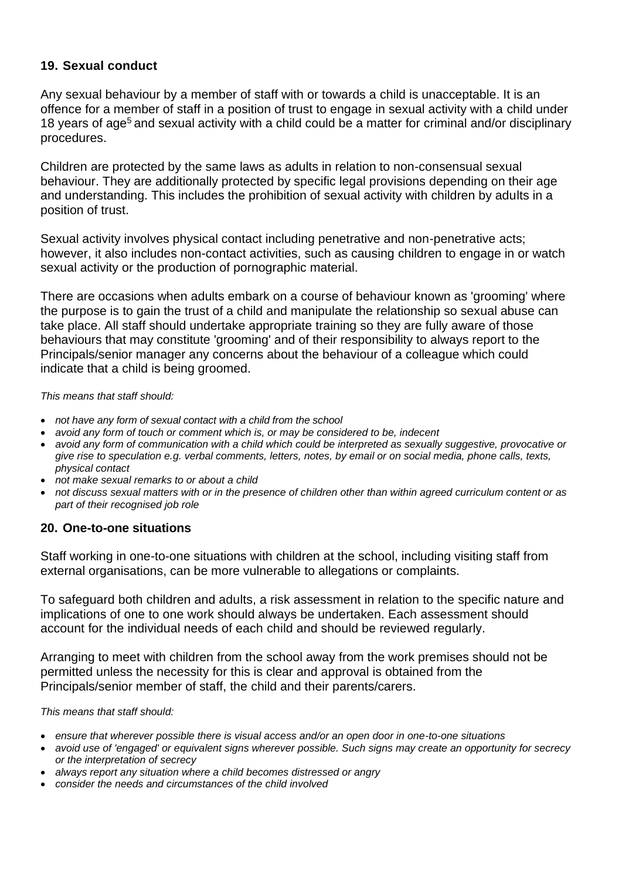## 19. Sexual conduct

Any sexual behaviour by a member of staff with or towards a child is unacceptable. It is an offence for a member of staff in a position of trust to engage in sexual activity with a child under 18 years of age[5] and sexual activity with a child could be a matter for criminal and/or disciplinary procedures.

Children are protected by the same laws as adults in relation to non-consensual sexual behaviour. They are additionally protected by specific legal provisions depending on their age and understanding. This includes the prohibition of sexual activity with children by adults in a position of trust.

Sexual activity involves physical contact including penetrative and non-penetrative acts; however, it also includes non-contact activities, such as causing children to engage in or watch sexual activity or the production of pornographic material.

There are occasions when adults embark on a course of behaviour known as 'grooming' where the purpose is to gain the trust of a child and manipulate the relationship so sexual abuse can take place. All staff should undertake appropriate training so they are fully aware of those behaviours that may constitute 'grooming' and of their responsibility to always report to the Principals/senior manager any concerns about the behaviour of a colleague which could indicate that a child is being groomed.

*This means that staff should:*

- *not have any form of sexual contact with a child from the school*
- *avoid any form of touch or comment which is, or may be considered to be, indecent*
- *avoid any form of communication with a child which could be interpreted as sexually suggestive, provocative or give rise to speculation e.g. verbal comments, letters, notes, by email or on social media, phone calls, texts, physical contact*
- *not make sexual remarks to or about a child*
- *not discuss sexual matters with or in the presence of children other than within agreed curriculum content or as part of their recognised job role*

## 20. One-to-one situations

Staff working in one-to-one situations with children at the school, including visiting staff from external organisations, can be more vulnerable to allegations or complaints.

To safeguard both children and adults, a risk assessment in relation to the specific nature and implications of one to one work should always be undertaken. Each assessment should account for the individual needs of each child and should be reviewed regularly.

Arranging to meet with children from the school away from the work premises should not be permitted unless the necessity for this is clear and approval is obtained from the Principals/senior member of staff, the child and their parents/carers.

*This means that staff should:*

- *ensure that wherever possible there is visual access and/or an open door in one-to-one situations*
- *avoid use of 'engaged' or equivalent signs wherever possible. Such signs may create an opportunity for secrecy or the interpretation of secrecy*
- *always report any situation where a child becomes distressed or angry*
- *consider the needs and circumstances of the child involved*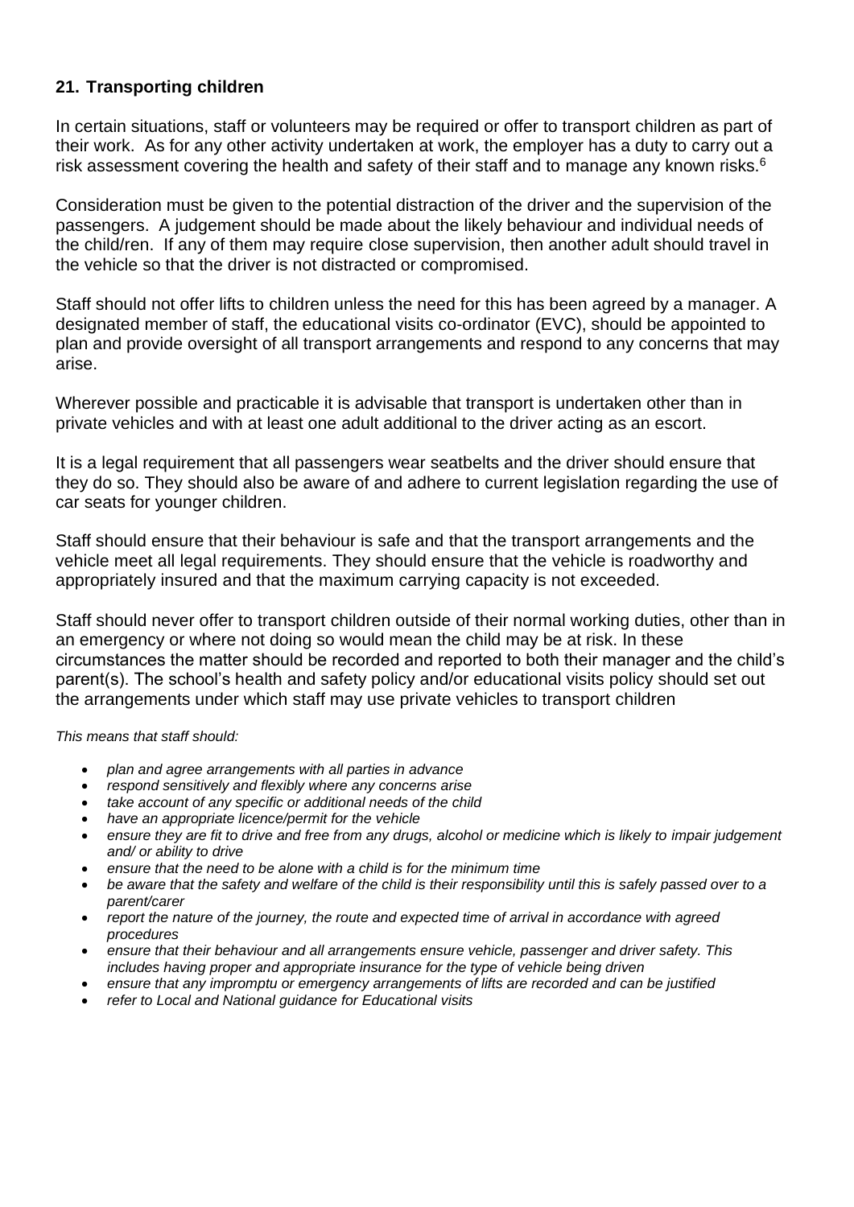## 21. Transporting children

In certain situations, staff or volunteers may be required or offer to transport children as part of their work. As for any other activity undertaken at work, the employer has a duty to carry out a risk assessment covering the health and safety of their staff and to manage any known risks.[6]

Consideration must be given to the potential distraction of the driver and the supervision of the passengers. A judgement should be made about the likely behaviour and individual needs of the child/ren. If any of them may require close supervision, then another adult should travel in the vehicle so that the driver is not distracted or compromised.

Staff should not offer lifts to children unless the need for this has been agreed by a manager. A designated member of staff, the educational visits co-ordinator (EVC), should be appointed to plan and provide oversight of all transport arrangements and respond to any concerns that may arise.

Wherever possible and practicable it is advisable that transport is undertaken other than in private vehicles and with at least one adult additional to the driver acting as an escort.

It is a legal requirement that all passengers wear seatbelts and the driver should ensure that they do so. They should also be aware of and adhere to current legislation regarding the use of car seats for younger children.

Staff should ensure that their behaviour is safe and that the transport arrangements and the vehicle meet all legal requirements. They should ensure that the vehicle is roadworthy and appropriately insured and that the maximum carrying capacity is not exceeded.

Staff should never offer to transport children outside of their normal working duties, other than in an emergency or where not doing so would mean the child may be at risk. In these circumstances the matter should be recorded and reported to both their manager and the child's parent(s). The school's health and safety policy and/or educational visits policy should set out the arrangements under which staff may use private vehicles to transport children

*This means that staff should:*

- *plan and agree arrangements with all parties in advance*
- *respond sensitively and flexibly where any concerns arise*
- *take account of any specific or additional needs of the child*
- *have an appropriate licence/permit for the vehicle*
- *ensure they are fit to drive and free from any drugs, alcohol or medicine which is likely to impair judgement and/ or ability to drive*
- *ensure that the need to be alone with a child is for the minimum time*
- *be aware that the safety and welfare of the child is their responsibility until this is safely passed over to a parent/carer*
- *report the nature of the journey, the route and expected time of arrival in accordance with agreed procedures*
- *ensure that their behaviour and all arrangements ensure vehicle, passenger and driver safety. This includes having proper and appropriate insurance for the type of vehicle being driven*
- *ensure that any impromptu or emergency arrangements of lifts are recorded and can be justified*
- *refer to Local and National guidance for Educational visits*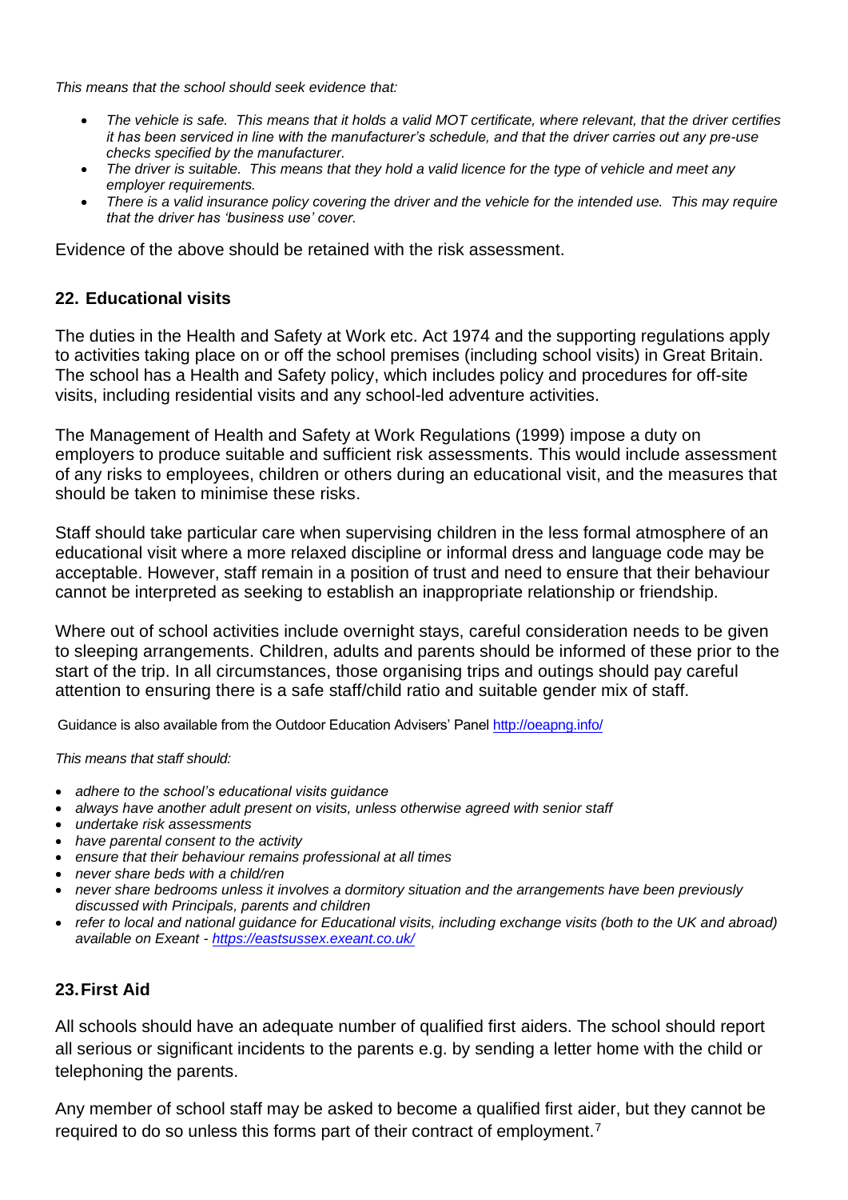*This means that the school should seek evidence that:*

- *The vehicle is safe. This means that it holds a valid MOT certificate, where relevant, that the driver certifies it has been serviced in line with the manufacturer's schedule, and that the driver carries out any pre-use checks specified by the manufacturer.*
- *The driver is suitable. This means that they hold a valid licence for the type of vehicle and meet any employer requirements.*
- *There is a valid insurance policy covering the driver and the vehicle for the intended use. This may require that the driver has 'business use' cover.*

Evidence of the above should be retained with the risk assessment.

## 22. Educational visits

The duties in the Health and Safety at Work etc. Act 1974 and the supporting regulations apply to activities taking place on or off the school premises (including school visits) in Great Britain. The school has a Health and Safety policy, which includes policy and procedures for off-site visits, including residential visits and any school-led adventure activities.

The Management of Health and Safety at Work Regulations (1999) impose a duty on employers to produce suitable and sufficient risk assessments. This would include assessment of any risks to employees, children or others during an educational visit, and the measures that should be taken to minimise these risks.

Staff should take particular care when supervising children in the less formal atmosphere of an educational visit where a more relaxed discipline or informal dress and language code may be acceptable. However, staff remain in a position of trust and need to ensure that their behaviour cannot be interpreted as seeking to establish an inappropriate relationship or friendship.

Where out of school activities include overnight stays, careful consideration needs to be given to sleeping arrangements. Children, adults and parents should be informed of these prior to the start of the trip. In all circumstances, those organising trips and outings should pay careful attention to ensuring there is a safe staff/child ratio and suitable gender mix of staff.

Guidance is also available from the Outdoor Education Advisers' Panel [http://oeapng.info/](http://oeapng.info/)

*This means that staff should:*

- *adhere to the school's educational visits guidance*
- *always have another adult present on visits, unless otherwise agreed with senior staff*
- *undertake risk assessments*
- *have parental consent to the activity*
- *ensure that their behaviour remains professional at all times*
- *never share beds with a child/ren*
- *never share bedrooms unless it involves a dormitory situation and the arrangements have been previously discussed with Principals, parents and children*
- *refer to local and national guidance for Educational visits, including exchange visits (both to the UK and abroad) available on Exeant - [https://eastsussex.exeant.co.uk/](https://eastsussex.exeant.co.uk/)*

## 23. First Aid

All schools should have an adequate number of qualified first aiders. The school should report all serious or significant incidents to the parents e.g. by sending a letter home with the child or telephoning the parents.

Any member of school staff may be asked to become a qualified first aider, but they cannot be required to do so unless this forms part of their contract of employment.[7]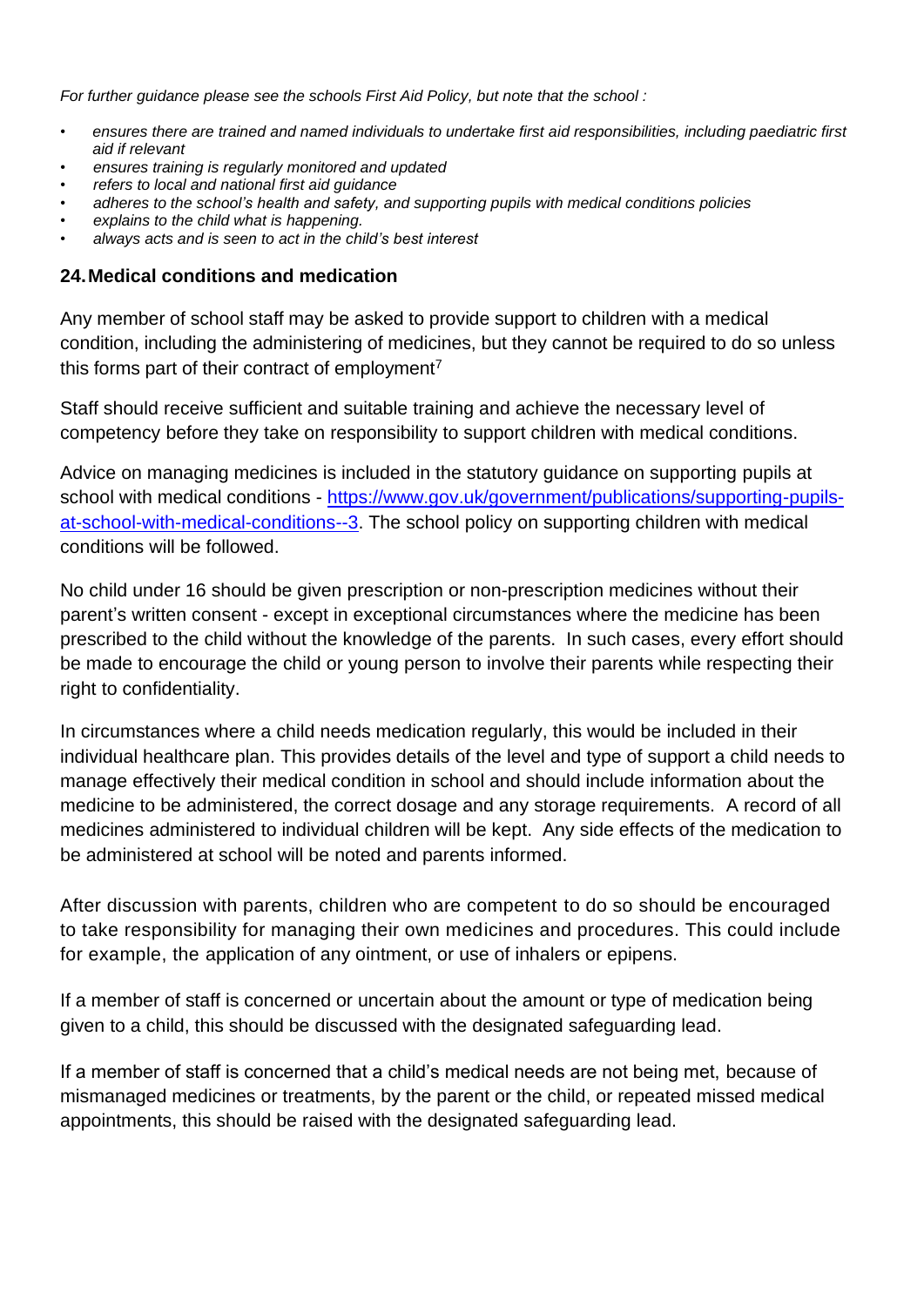*For further guidance please see the schools First Aid Policy, but note that the school :*

- *ensures there are trained and named individuals to undertake first aid responsibilities, including paediatric first aid if relevant*
- *ensures training is regularly monitored and updated*
- *refers to local and national first aid guidance*
- *adheres to the school's health and safety, and supporting pupils with medical conditions policies*
- *explains to the child what is happening.*
- *always acts and is seen to act in the child's best interest*

## 24. Medical conditions and medication

Any member of school staff may be asked to provide support to children with a medical condition, including the administering of medicines, but they cannot be required to do so unless this forms part of their contract of employment[7]

Staff should receive sufficient and suitable training and achieve the necessary level of competency before they take on responsibility to support children with medical conditions.

Advice on managing medicines is included in the statutory guidance on supporting pupils at school with medical conditions - [https://www.gov.uk/government/publications/supporting-pupils-at-school-with-medical-conditions--3](https://www.gov.uk/government/publications/supporting-pupils-at-school-with-medical-conditions--3). The school policy on supporting children with medical conditions will be followed.

No child under 16 should be given prescription or non-prescription medicines without their parent's written consent - except in exceptional circumstances where the medicine has been prescribed to the child without the knowledge of the parents. In such cases, every effort should be made to encourage the child or young person to involve their parents while respecting their right to confidentiality.

In circumstances where a child needs medication regularly, this would be included in their individual healthcare plan. This provides details of the level and type of support a child needs to manage effectively their medical condition in school and should include information about the medicine to be administered, the correct dosage and any storage requirements. A record of all medicines administered to individual children will be kept. Any side effects of the medication to be administered at school will be noted and parents informed.

After discussion with parents, children who are competent to do so should be encouraged to take responsibility for managing their own medicines and procedures. This could include for example, the application of any ointment, or use of inhalers or epipens.

If a member of staff is concerned or uncertain about the amount or type of medication being given to a child, this should be discussed with the designated safeguarding lead.

If a member of staff is concerned that a child's medical needs are not being met, because of mismanaged medicines or treatments, by the parent or the child, or repeated missed medical appointments, this should be raised with the designated safeguarding lead.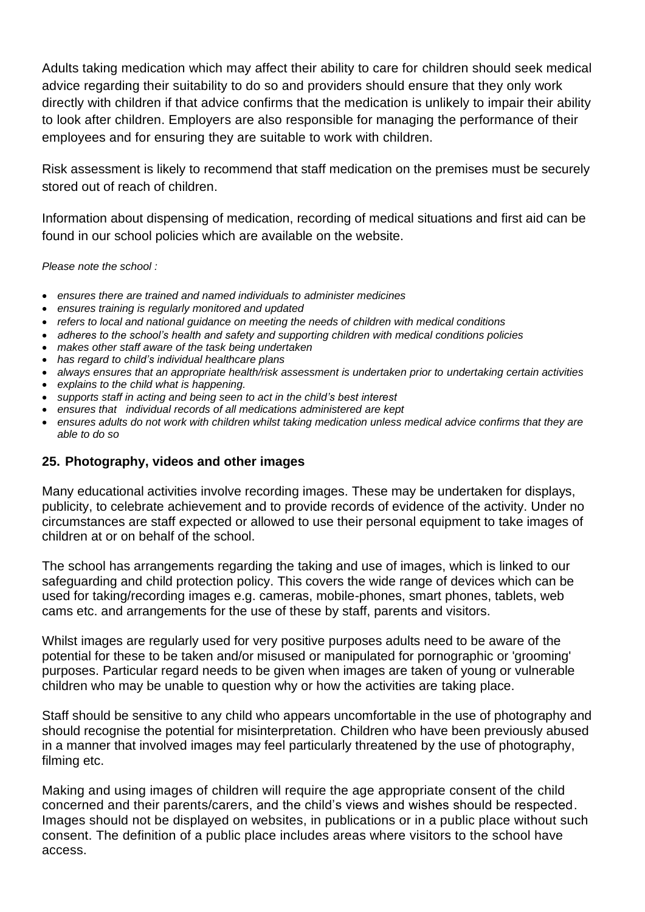Adults taking medication which may affect their ability to care for children should seek medical advice regarding their suitability to do so and providers should ensure that they only work directly with children if that advice confirms that the medication is unlikely to impair their ability to look after children. Employers are also responsible for managing the performance of their employees and for ensuring they are suitable to work with children.

Risk assessment is likely to recommend that staff medication on the premises must be securely stored out of reach of children.

Information about dispensing of medication, recording of medical situations and first aid can be found in our school policies which are available on the website.

*Please note the school :*

- *ensures there are trained and named individuals to administer medicines*
- *ensures training is regularly monitored and updated*
- *refers to local and national guidance on meeting the needs of children with medical conditions*
- *adheres to the school's health and safety and supporting children with medical conditions policies*
- *makes other staff aware of the task being undertaken*
- *has regard to child's individual healthcare plans*
- *always ensures that an appropriate health/risk assessment is undertaken prior to undertaking certain activities*
- *explains to the child what is happening.*
- *supports staff in acting and being seen to act in the child's best interest*
- *ensures that individual records of all medications administered are kept*
- *ensures adults do not work with children whilst taking medication unless medical advice confirms that they are able to do so*

## 25. Photography, videos and other images

Many educational activities involve recording images. These may be undertaken for displays, publicity, to celebrate achievement and to provide records of evidence of the activity. Under no circumstances are staff expected or allowed to use their personal equipment to take images of children at or on behalf of the school.

The school has arrangements regarding the taking and use of images, which is linked to our safeguarding and child protection policy. This covers the wide range of devices which can be used for taking/recording images e.g. cameras, mobile-phones, smart phones, tablets, web cams etc. and arrangements for the use of these by staff, parents and visitors.

Whilst images are regularly used for very positive purposes adults need to be aware of the potential for these to be taken and/or misused or manipulated for pornographic or 'grooming' purposes. Particular regard needs to be given when images are taken of young or vulnerable children who may be unable to question why or how the activities are taking place.

Staff should be sensitive to any child who appears uncomfortable in the use of photography and should recognise the potential for misinterpretation. Children who have been previously abused in a manner that involved images may feel particularly threatened by the use of photography, filming etc.

Making and using images of children will require the age appropriate consent of the child concerned and their parents/carers, and the child's views and wishes should be respected. Images should not be displayed on websites, in publications or in a public place without such consent. The definition of a public place includes areas where visitors to the school have access.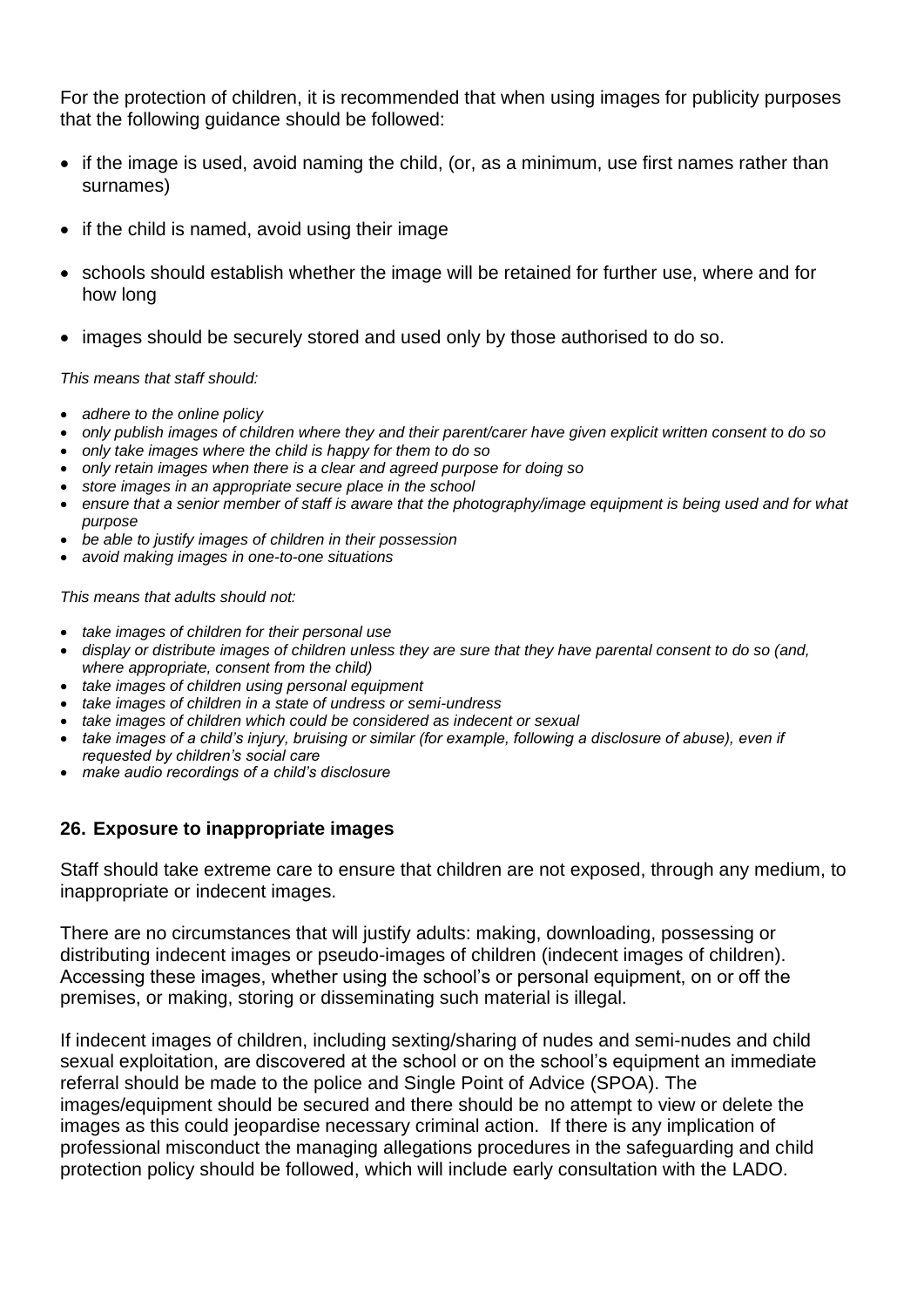For the protection of children, it is recommended that when using images for publicity purposes that the following guidance should be followed:

- if the image is used, avoid naming the child, (or, as a minimum, use first names rather than surnames)
- if the child is named, avoid using their image
- schools should establish whether the image will be retained for further use, where and for how long
- images should be securely stored and used only by those authorised to do so.

*This means that staff should:*

- *adhere to the online policy*
- *only publish images of children where they and their parent/carer have given explicit written consent to do so*
- *only take images where the child is happy for them to do so*
- *only retain images when there is a clear and agreed purpose for doing so*
- *store images in an appropriate secure place in the school*
- *ensure that a senior member of staff is aware that the photography/image equipment is being used and for what purpose*
- *be able to justify images of children in their possession*
- *avoid making images in one-to-one situations*

*This means that adults should not:*

- *take images of children for their personal use*
- *display or distribute images of children unless they are sure that they have parental consent to do so (and, where appropriate, consent from the child)*
- *take images of children using personal equipment*
- *take images of children in a state of undress or semi-undress*
- *take images of children which could be considered as indecent or sexual*
- *take images of a child's injury, bruising or similar (for example, following a disclosure of abuse), even if requested by children's social care*
- *make audio recordings of a child's disclosure*

## 26. Exposure to inappropriate images

Staff should take extreme care to ensure that children are not exposed, through any medium, to inappropriate or indecent images.

There are no circumstances that will justify adults: making, downloading, possessing or distributing indecent images or pseudo-images of children (indecent images of children). Accessing these images, whether using the school's or personal equipment, on or off the premises, or making, storing or disseminating such material is illegal.

If indecent images of children, including sexting/sharing of nudes and semi-nudes and child sexual exploitation, are discovered at the school or on the school's equipment an immediate referral should be made to the police and Single Point of Advice (SPOA). The images/equipment should be secured and there should be no attempt to view or delete the images as this could jeopardise necessary criminal action. If there is any implication of professional misconduct the managing allegations procedures in the safeguarding and child protection policy should be followed, which will include early consultation with the LADO.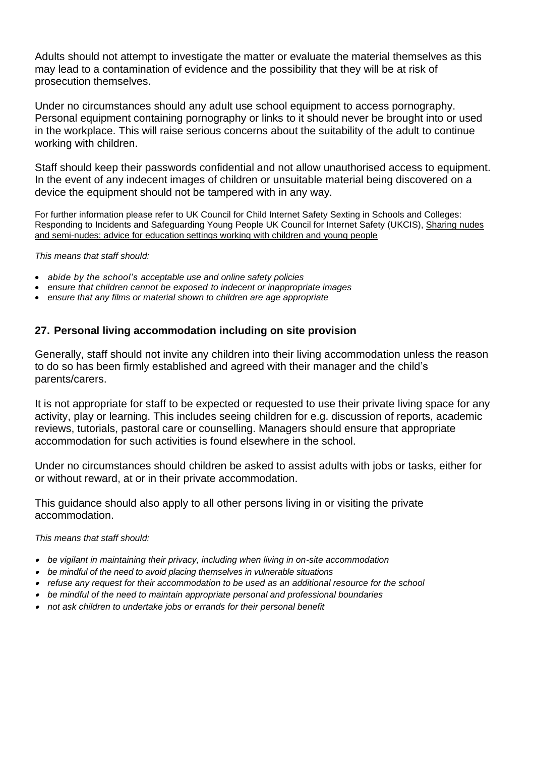Adults should not attempt to investigate the matter or evaluate the material themselves as this may lead to a contamination of evidence and the possibility that they will be at risk of prosecution themselves.

Under no circumstances should any adult use school equipment to access pornography. Personal equipment containing pornography or links to it should never be brought into or used in the workplace. This will raise serious concerns about the suitability of the adult to continue working with children.

Staff should keep their passwords confidential and not allow unauthorised access to equipment. In the event of any indecent images of children or unsuitable material being discovered on a device the equipment should not be tampered with in any way.

For further information please refer to UK Council for Child Internet Safety Sexting in Schools and Colleges: Responding to Incidents and Safeguarding Young People UK Council for Internet Safety (UKCIS), Sharing nudes and semi-nudes: advice for education settings working with children and young people

*This means that staff should:*

- *abide by the school's acceptable use and online safety policies*
- *ensure that children cannot be exposed to indecent or inappropriate images*
- *ensure that any films or material shown to children are age appropriate*

## 27. Personal living accommodation including on site provision

Generally, staff should not invite any children into their living accommodation unless the reason to do so has been firmly established and agreed with their manager and the child's parents/carers.

It is not appropriate for staff to be expected or requested to use their private living space for any activity, play or learning. This includes seeing children for e.g. discussion of reports, academic reviews, tutorials, pastoral care or counselling. Managers should ensure that appropriate accommodation for such activities is found elsewhere in the school.

Under no circumstances should children be asked to assist adults with jobs or tasks, either for or without reward, at or in their private accommodation.

This guidance should also apply to all other persons living in or visiting the private accommodation.

*This means that staff should:*

- *be vigilant in maintaining their privacy, including when living in on-site accommodation*
- *be mindful of the need to avoid placing themselves in vulnerable situations*
- *refuse any request for their accommodation to be used as an additional resource for the school*
- *be mindful of the need to maintain appropriate personal and professional boundaries*
- *not ask children to undertake jobs or errands for their personal benefit*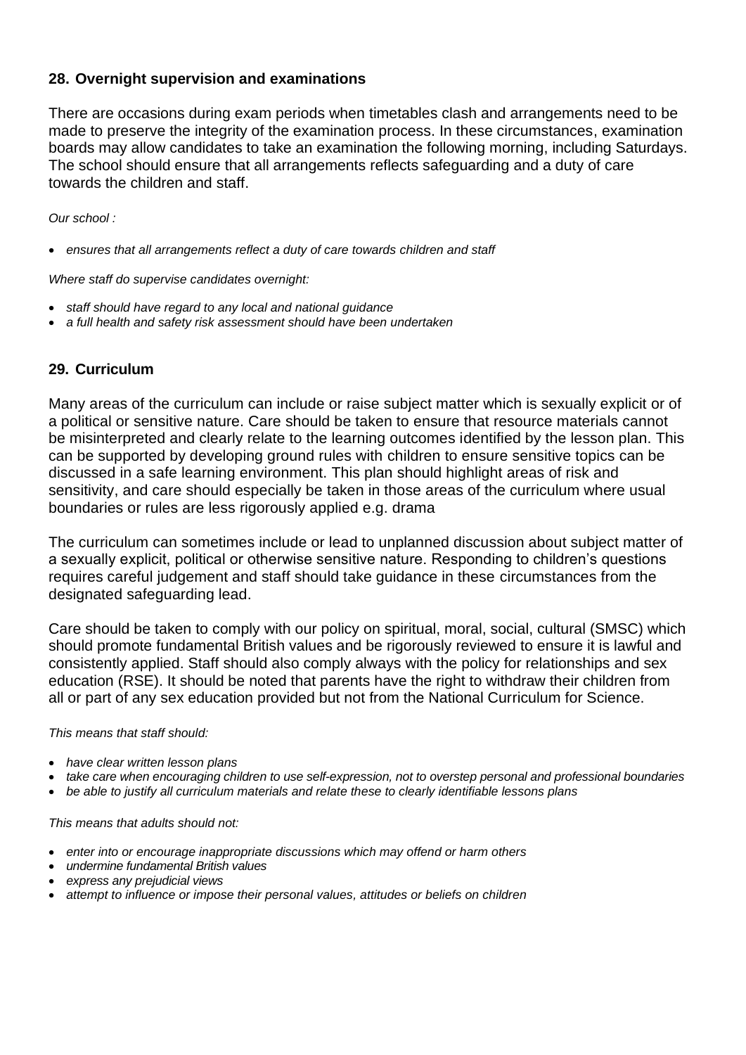## 28. Overnight supervision and examinations

There are occasions during exam periods when timetables clash and arrangements need to be made to preserve the integrity of the examination process. In these circumstances, examination boards may allow candidates to take an examination the following morning, including Saturdays. The school should ensure that all arrangements reflects safeguarding and a duty of care towards the children and staff.

*Our school :*

- *ensures that all arrangements reflect a duty of care towards children and staff*

*Where staff do supervise candidates overnight:*

- *staff should have regard to any local and national guidance*
- *a full health and safety risk assessment should have been undertaken*

## 29. Curriculum

Many areas of the curriculum can include or raise subject matter which is sexually explicit or of a political or sensitive nature. Care should be taken to ensure that resource materials cannot be misinterpreted and clearly relate to the learning outcomes identified by the lesson plan. This can be supported by developing ground rules with children to ensure sensitive topics can be discussed in a safe learning environment. This plan should highlight areas of risk and sensitivity, and care should especially be taken in those areas of the curriculum where usual boundaries or rules are less rigorously applied e.g. drama

The curriculum can sometimes include or lead to unplanned discussion about subject matter of a sexually explicit, political or otherwise sensitive nature. Responding to children's questions requires careful judgement and staff should take guidance in these circumstances from the designated safeguarding lead.

Care should be taken to comply with our policy on spiritual, moral, social, cultural (SMSC) which should promote fundamental British values and be rigorously reviewed to ensure it is lawful and consistently applied. Staff should also comply always with the policy for relationships and sex education (RSE). It should be noted that parents have the right to withdraw their children from all or part of any sex education provided but not from the National Curriculum for Science.

*This means that staff should:*

- *have clear written lesson plans*
- *take care when encouraging children to use self-expression, not to overstep personal and professional boundaries*
- *be able to justify all curriculum materials and relate these to clearly identifiable lessons plans*

*This means that adults should not:*

- *enter into or encourage inappropriate discussions which may offend or harm others*
- *undermine fundamental British values*
- *express any prejudicial views*
- *attempt to influence or impose their personal values, attitudes or beliefs on children*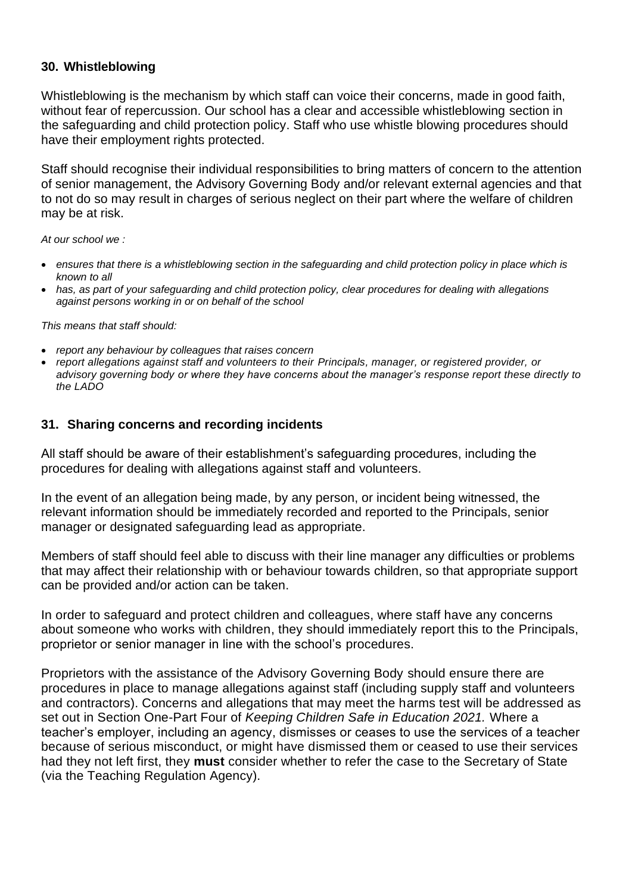## 30. Whistleblowing

Whistleblowing is the mechanism by which staff can voice their concerns, made in good faith, without fear of repercussion. Our school has a clear and accessible whistleblowing section in the safeguarding and child protection policy. Staff who use whistle blowing procedures should have their employment rights protected.

Staff should recognise their individual responsibilities to bring matters of concern to the attention of senior management, the Advisory Governing Body and/or relevant external agencies and that to not do so may result in charges of serious neglect on their part where the welfare of children may be at risk.

*At our school we :*

- *ensures that there is a whistleblowing section in the safeguarding and child protection policy in place which is known to all*
- *has, as part of your safeguarding and child protection policy, clear procedures for dealing with allegations against persons working in or on behalf of the school*

*This means that staff should:*

- *report any behaviour by colleagues that raises concern*
- *report allegations against staff and volunteers to their Principals, manager, or registered provider, or advisory governing body or where they have concerns about the manager's response report these directly to the LADO*

## 31. Sharing concerns and recording incidents

All staff should be aware of their establishment's safeguarding procedures, including the procedures for dealing with allegations against staff and volunteers.

In the event of an allegation being made, by any person, or incident being witnessed, the relevant information should be immediately recorded and reported to the Principals, senior manager or designated safeguarding lead as appropriate.

Members of staff should feel able to discuss with their line manager any difficulties or problems that may affect their relationship with or behaviour towards children, so that appropriate support can be provided and/or action can be taken.

In order to safeguard and protect children and colleagues, where staff have any concerns about someone who works with children, they should immediately report this to the Principals, proprietor or senior manager in line with the school's procedures.

Proprietors with the assistance of the Advisory Governing Body should ensure there are procedures in place to manage allegations against staff (including supply staff and volunteers and contractors). Concerns and allegations that may meet the harms test will be addressed as set out in Section One-Part Four of *Keeping Children Safe in Education 2021.* Where a teacher's employer, including an agency, dismisses or ceases to use the services of a teacher because of serious misconduct, or might have dismissed them or ceased to use their services had they not left first, they **must** consider whether to refer the case to the Secretary of State (via the Teaching Regulation Agency).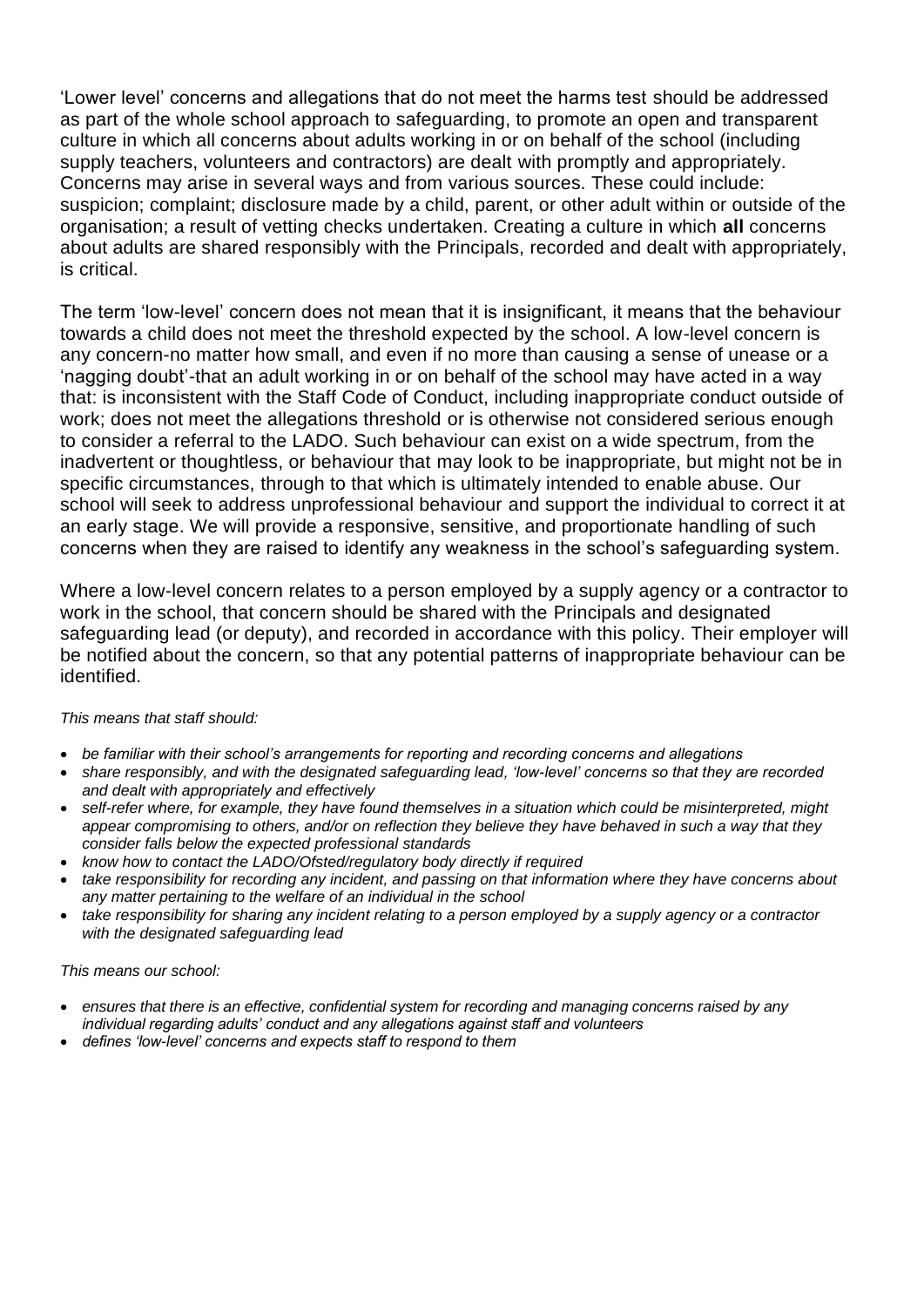'Lower level' concerns and allegations that do not meet the harms test should be addressed as part of the whole school approach to safeguarding, to promote an open and transparent culture in which all concerns about adults working in or on behalf of the school (including supply teachers, volunteers and contractors) are dealt with promptly and appropriately. Concerns may arise in several ways and from various sources. These could include: suspicion; complaint; disclosure made by a child, parent, or other adult within or outside of the organisation; a result of vetting checks undertaken. Creating a culture in which **all** concerns about adults are shared responsibly with the Principals, recorded and dealt with appropriately, is critical.

The term 'low-level' concern does not mean that it is insignificant, it means that the behaviour towards a child does not meet the threshold expected by the school. A low-level concern is any concern-no matter how small, and even if no more than causing a sense of unease or a 'nagging doubt'-that an adult working in or on behalf of the school may have acted in a way that: is inconsistent with the Staff Code of Conduct, including inappropriate conduct outside of work; does not meet the allegations threshold or is otherwise not considered serious enough to consider a referral to the LADO. Such behaviour can exist on a wide spectrum, from the inadvertent or thoughtless, or behaviour that may look to be inappropriate, but might not be in specific circumstances, through to that which is ultimately intended to enable abuse. Our school will seek to address unprofessional behaviour and support the individual to correct it at an early stage. We will provide a responsive, sensitive, and proportionate handling of such concerns when they are raised to identify any weakness in the school's safeguarding system.

Where a low-level concern relates to a person employed by a supply agency or a contractor to work in the school, that concern should be shared with the Principals and designated safeguarding lead (or deputy), and recorded in accordance with this policy. Their employer will be notified about the concern, so that any potential patterns of inappropriate behaviour can be identified.

*This means that staff should:*

- *be familiar with their school's arrangements for reporting and recording concerns and allegations*
- *share responsibly, and with the designated safeguarding lead, 'low-level' concerns so that they are recorded and dealt with appropriately and effectively*
- *self-refer where, for example, they have found themselves in a situation which could be misinterpreted, might appear compromising to others, and/or on reflection they believe they have behaved in such a way that they consider falls below the expected professional standards*
- *know how to contact the LADO/Ofsted/regulatory body directly if required*
- *take responsibility for recording any incident, and passing on that information where they have concerns about any matter pertaining to the welfare of an individual in the school*
- *take responsibility for sharing any incident relating to a person employed by a supply agency or a contractor with the designated safeguarding lead*

*This means our school:*

- *ensures that there is an effective, confidential system for recording and managing concerns raised by any individual regarding adults' conduct and any allegations against staff and volunteers*
- *defines 'low-level' concerns and expects staff to respond to them*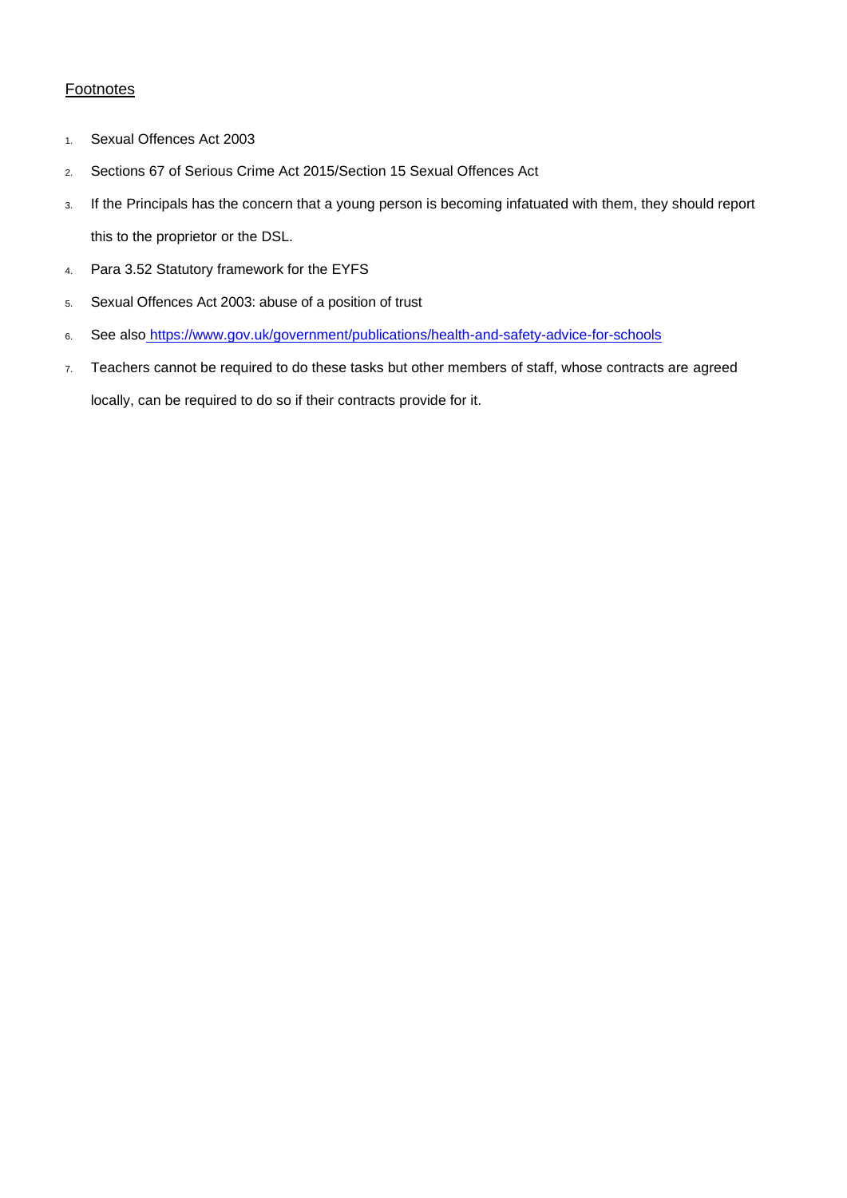<u>Footnotes</u>

1. Sexual Offences Act 2003
2. Sections 67 of Serious Crime Act 2015/Section 15 Sexual Offences Act
3. If the Principals has the concern that a young person is becoming infatuated with them, they should report this to the proprietor or the DSL.
4. Para 3.52 Statutory framework for the EYFS
5. Sexual Offences Act 2003: abuse of a position of trust
6. See also https://www.gov.uk/government/publications/health-and-safety-advice-for-schools
7. Teachers cannot be required to do these tasks but other members of staff, whose contracts are agreed locally, can be required to do so if their contracts provide for it.